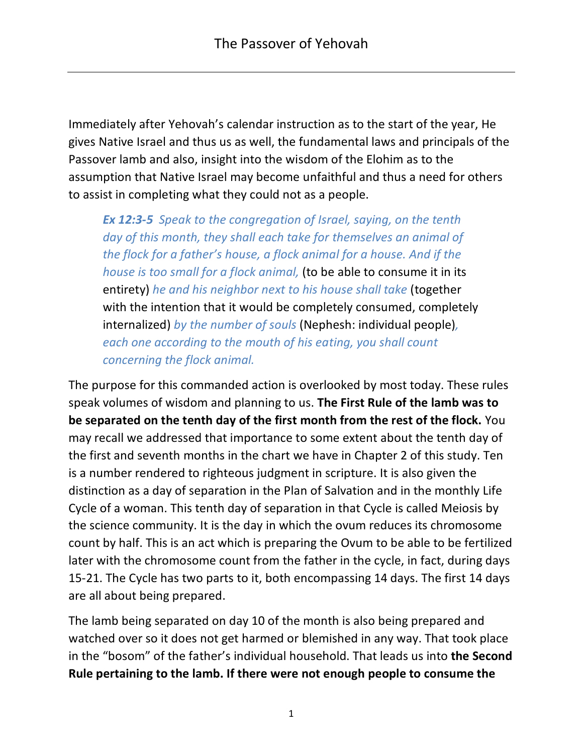# The Passover of Yehovah

Immediately after Yehovah's calendar instruction as to the start of the year, He gives Native Israel and thus us as well, the fundamental laws and principals of the Passover lamb and also, insight into the wisdom of the Elohim as to the assumption that Native Israel may become unfaithful and thus a need for others to assist in completing what they could not as a people.

> ***Ex 12:3-5*** *Speak to the congregation of Israel, saying, on the tenth day of this month, they shall each take for themselves an animal of the flock for a father's house, a flock animal for a house. And if the house is too small for a flock animal,* (to be able to consume it in its entirety) *he and his neighbor next to his house shall take* (together with the intention that it would be completely consumed, completely internalized) *by the number of souls* (Nephesh: individual people)*, each one according to the mouth of his eating, you shall count concerning the flock animal.*

The purpose for this commanded action is overlooked by most today. These rules speak volumes of wisdom and planning to us. **The First Rule of the lamb was to be separated on the tenth day of the first month from the rest of the flock.** You may recall we addressed that importance to some extent about the tenth day of the first and seventh months in the chart we have in Chapter 2 of this study. Ten is a number rendered to righteous judgment in scripture. It is also given the distinction as a day of separation in the Plan of Salvation and in the monthly Life Cycle of a woman. This tenth day of separation in that Cycle is called Meiosis by the science community. It is the day in which the ovum reduces its chromosome count by half. This is an act which is preparing the Ovum to be able to be fertilized later with the chromosome count from the father in the cycle, in fact, during days 15-21. The Cycle has two parts to it, both encompassing 14 days. The first 14 days are all about being prepared.

The lamb being separated on day 10 of the month is also being prepared and watched over so it does not get harmed or blemished in any way. That took place in the "bosom" of the father's individual household. That leads us into **the Second Rule pertaining to the lamb. If there were not enough people to consume the**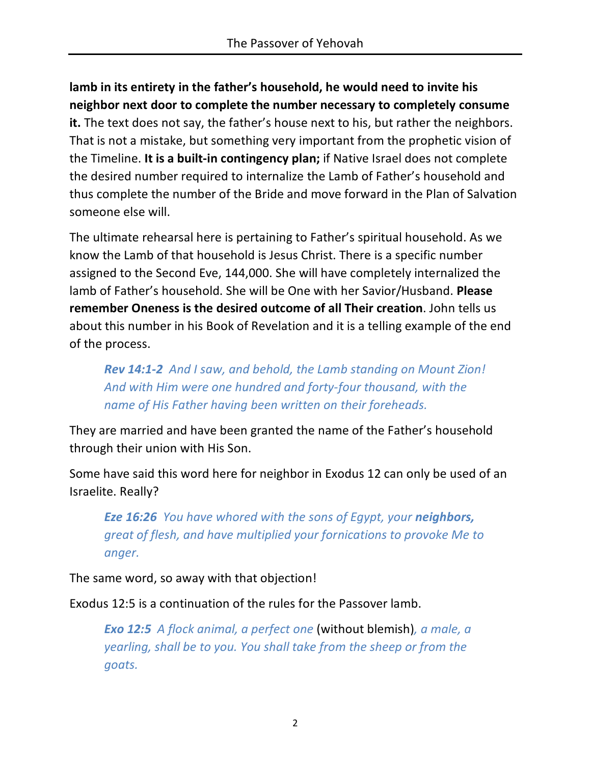**lamb in its entirety in the father's household, he would need to invite his neighbor next door to complete the number necessary to completely consume it.** The text does not say, the father's house next to his, but rather the neighbors. That is not a mistake, but something very important from the prophetic vision of the Timeline. **It is a built-in contingency plan;** if Native Israel does not complete the desired number required to internalize the Lamb of Father's household and thus complete the number of the Bride and move forward in the Plan of Salvation someone else will.

The ultimate rehearsal here is pertaining to Father's spiritual household. As we know the Lamb of that household is Jesus Christ. There is a specific number assigned to the Second Eve, 144,000. She will have completely internalized the lamb of Father's household. She will be One with her Savior/Husband. **Please remember Oneness is the desired outcome of all Their creation**. John tells us about this number in his Book of Revelation and it is a telling example of the end of the process.

> ***Rev 14:1-2*** *And I saw, and behold, the Lamb standing on Mount Zion! And with Him were one hundred and forty-four thousand, with the name of His Father having been written on their foreheads.*

They are married and have been granted the name of the Father's household through their union with His Son.

Some have said this word here for neighbor in Exodus 12 can only be used of an Israelite. Really?

> ***Eze 16:26*** *You have whored with the sons of Egypt, your* ***neighbors,*** *great of flesh, and have multiplied your fornications to provoke Me to anger.*

The same word, so away with that objection!

Exodus 12:5 is a continuation of the rules for the Passover lamb.

> ***Exo 12:5*** *A flock animal, a perfect one* (without blemish)*, a male, a yearling, shall be to you. You shall take from the sheep or from the goats.*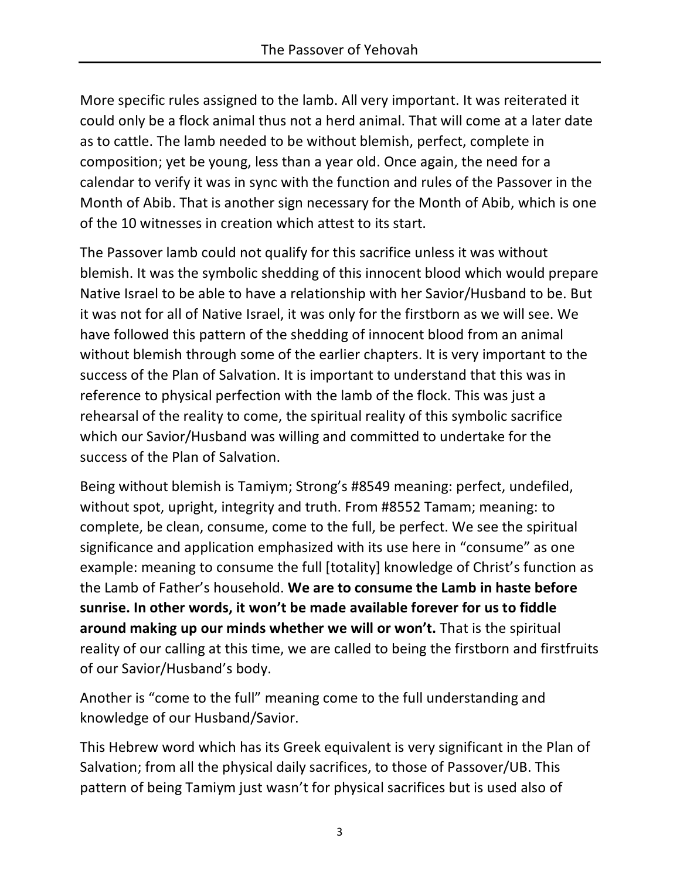More specific rules assigned to the lamb. All very important. It was reiterated it could only be a flock animal thus not a herd animal. That will come at a later date as to cattle. The lamb needed to be without blemish, perfect, complete in composition; yet be young, less than a year old. Once again, the need for a calendar to verify it was in sync with the function and rules of the Passover in the Month of Abib. That is another sign necessary for the Month of Abib, which is one of the 10 witnesses in creation which attest to its start.

The Passover lamb could not qualify for this sacrifice unless it was without blemish. It was the symbolic shedding of this innocent blood which would prepare Native Israel to be able to have a relationship with her Savior/Husband to be. But it was not for all of Native Israel, it was only for the firstborn as we will see. We have followed this pattern of the shedding of innocent blood from an animal without blemish through some of the earlier chapters. It is very important to the success of the Plan of Salvation. It is important to understand that this was in reference to physical perfection with the lamb of the flock. This was just a rehearsal of the reality to come, the spiritual reality of this symbolic sacrifice which our Savior/Husband was willing and committed to undertake for the success of the Plan of Salvation.

Being without blemish is Tamiym; Strong's #8549 meaning: perfect, undefiled, without spot, upright, integrity and truth. From #8552 Tamam; meaning: to complete, be clean, consume, come to the full, be perfect. We see the spiritual significance and application emphasized with its use here in "consume" as one example: meaning to consume the full [totality] knowledge of Christ's function as the Lamb of Father's household. **We are to consume the Lamb in haste before sunrise. In other words, it won't be made available forever for us to fiddle around making up our minds whether we will or won't.** That is the spiritual reality of our calling at this time, we are called to being the firstborn and firstfruits of our Savior/Husband's body.

Another is "come to the full" meaning come to the full understanding and knowledge of our Husband/Savior.

This Hebrew word which has its Greek equivalent is very significant in the Plan of Salvation; from all the physical daily sacrifices, to those of Passover/UB. This pattern of being Tamiym just wasn't for physical sacrifices but is used also of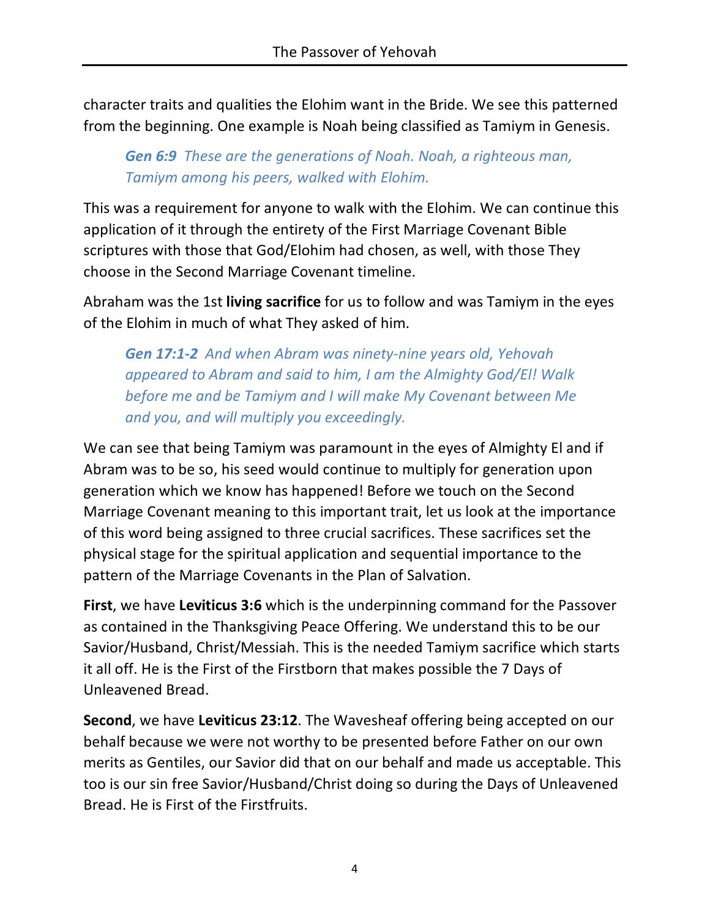character traits and qualities the Elohim want in the Bride. We see this patterned from the beginning. One example is Noah being classified as Tamiym in Genesis.

> ***Gen 6:9*** *These are the generations of Noah. Noah, a righteous man, Tamiym among his peers, walked with Elohim.*

This was a requirement for anyone to walk with the Elohim. We can continue this application of it through the entirety of the First Marriage Covenant Bible scriptures with those that God/Elohim had chosen, as well, with those They choose in the Second Marriage Covenant timeline.

Abraham was the 1st **living sacrifice** for us to follow and was Tamiym in the eyes of the Elohim in much of what They asked of him.

> ***Gen 17:1-2*** *And when Abram was ninety-nine years old, Yehovah appeared to Abram and said to him, I am the Almighty God/El! Walk before me and be Tamiym and I will make My Covenant between Me and you, and will multiply you exceedingly.*

We can see that being Tamiym was paramount in the eyes of Almighty El and if Abram was to be so, his seed would continue to multiply for generation upon generation which we know has happened! Before we touch on the Second Marriage Covenant meaning to this important trait, let us look at the importance of this word being assigned to three crucial sacrifices. These sacrifices set the physical stage for the spiritual application and sequential importance to the pattern of the Marriage Covenants in the Plan of Salvation.

**First**, we have **Leviticus 3:6** which is the underpinning command for the Passover as contained in the Thanksgiving Peace Offering. We understand this to be our Savior/Husband, Christ/Messiah. This is the needed Tamiym sacrifice which starts it all off. He is the First of the Firstborn that makes possible the 7 Days of Unleavened Bread.

**Second**, we have **Leviticus 23:12**. The Wavesheaf offering being accepted on our behalf because we were not worthy to be presented before Father on our own merits as Gentiles, our Savior did that on our behalf and made us acceptable. This too is our sin free Savior/Husband/Christ doing so during the Days of Unleavened Bread. He is First of the Firstfruits.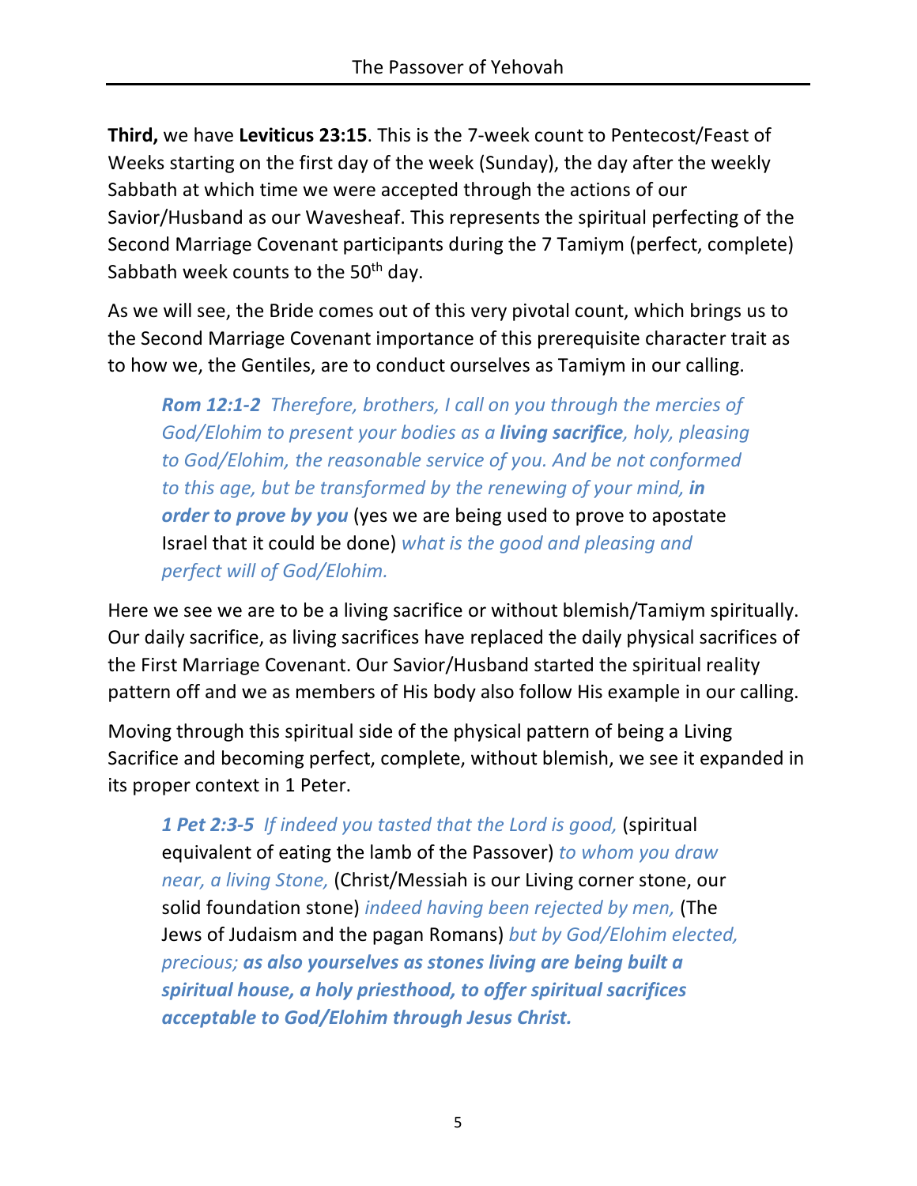**Third,** we have **Leviticus 23:15**. This is the 7-week count to Pentecost/Feast of Weeks starting on the first day of the week (Sunday), the day after the weekly Sabbath at which time we were accepted through the actions of our Savior/Husband as our Wavesheaf. This represents the spiritual perfecting of the Second Marriage Covenant participants during the 7 Tamiym (perfect, complete) Sabbath week counts to the 50th day.

As we will see, the Bride comes out of this very pivotal count, which brings us to the Second Marriage Covenant importance of this prerequisite character trait as to how we, the Gentiles, are to conduct ourselves as Tamiym in our calling.

> ***Rom 12:1-2*** *Therefore, brothers, I call on you through the mercies of God/Elohim to present your bodies as a* ***living sacrifice****, holy, pleasing to God/Elohim, the reasonable service of you. And be not conformed to this age, but be transformed by the renewing of your mind,* ***in order to prove by you*** (yes we are being used to prove to apostate Israel that it could be done) *what is the good and pleasing and perfect will of God/Elohim.*

Here we see we are to be a living sacrifice or without blemish/Tamiym spiritually. Our daily sacrifice, as living sacrifices have replaced the daily physical sacrifices of the First Marriage Covenant. Our Savior/Husband started the spiritual reality pattern off and we as members of His body also follow His example in our calling.

Moving through this spiritual side of the physical pattern of being a Living Sacrifice and becoming perfect, complete, without blemish, we see it expanded in its proper context in 1 Peter.

> ***1 Pet 2:3-5*** *If indeed you tasted that the Lord is good,* (spiritual equivalent of eating the lamb of the Passover) *to whom you draw near, a living Stone,* (Christ/Messiah is our Living corner stone, our solid foundation stone) *indeed having been rejected by men,* (The Jews of Judaism and the pagan Romans) *but by God/Elohim elected, precious;* ***as also yourselves as stones living are being built a spiritual house, a holy priesthood, to offer spiritual sacrifices acceptable to God/Elohim through Jesus Christ.***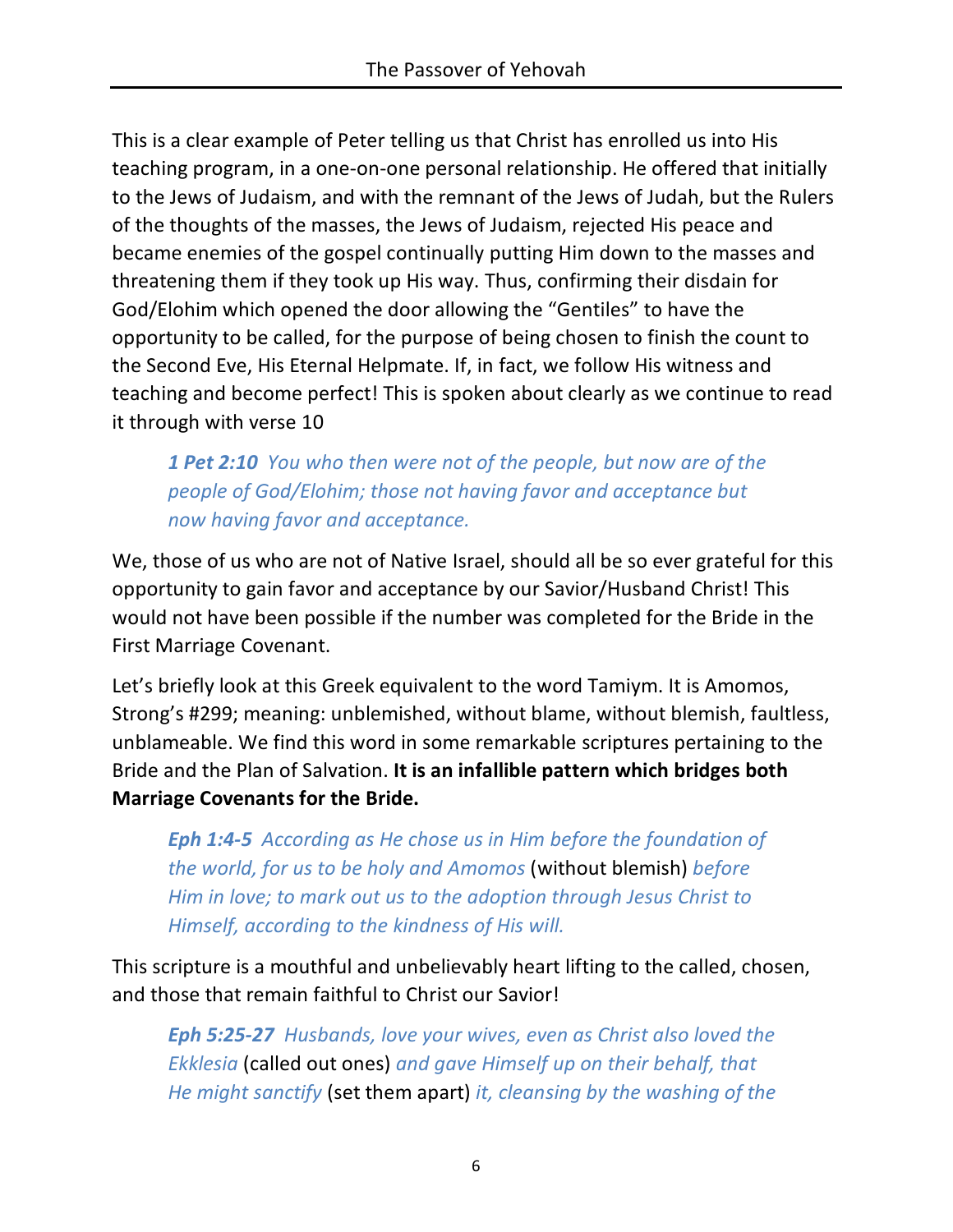This is a clear example of Peter telling us that Christ has enrolled us into His teaching program, in a one-on-one personal relationship. He offered that initially to the Jews of Judaism, and with the remnant of the Jews of Judah, but the Rulers of the thoughts of the masses, the Jews of Judaism, rejected His peace and became enemies of the gospel continually putting Him down to the masses and threatening them if they took up His way. Thus, confirming their disdain for God/Elohim which opened the door allowing the "Gentiles" to have the opportunity to be called, for the purpose of being chosen to finish the count to the Second Eve, His Eternal Helpmate. If, in fact, we follow His witness and teaching and become perfect! This is spoken about clearly as we continue to read it through with verse 10

> ***1 Pet 2:10*** *You who then were not of the people, but now are of the people of God/Elohim; those not having favor and acceptance but now having favor and acceptance.*

We, those of us who are not of Native Israel, should all be so ever grateful for this opportunity to gain favor and acceptance by our Savior/Husband Christ! This would not have been possible if the number was completed for the Bride in the First Marriage Covenant.

Let's briefly look at this Greek equivalent to the word Tamiym. It is Amomos, Strong's #299; meaning: unblemished, without blame, without blemish, faultless, unblameable. We find this word in some remarkable scriptures pertaining to the Bride and the Plan of Salvation. **It is an infallible pattern which bridges both Marriage Covenants for the Bride.**

> ***Eph 1:4-5*** *According as He chose us in Him before the foundation of the world, for us to be holy and Amomos* (without blemish) *before Him in love; to mark out us to the adoption through Jesus Christ to Himself, according to the kindness of His will.*

This scripture is a mouthful and unbelievably heart lifting to the called, chosen, and those that remain faithful to Christ our Savior!

> ***Eph 5:25-27*** *Husbands, love your wives, even as Christ also loved the Ekklesia* (called out ones) *and gave Himself up on their behalf, that He might sanctify* (set them apart) *it, cleansing by the washing of the*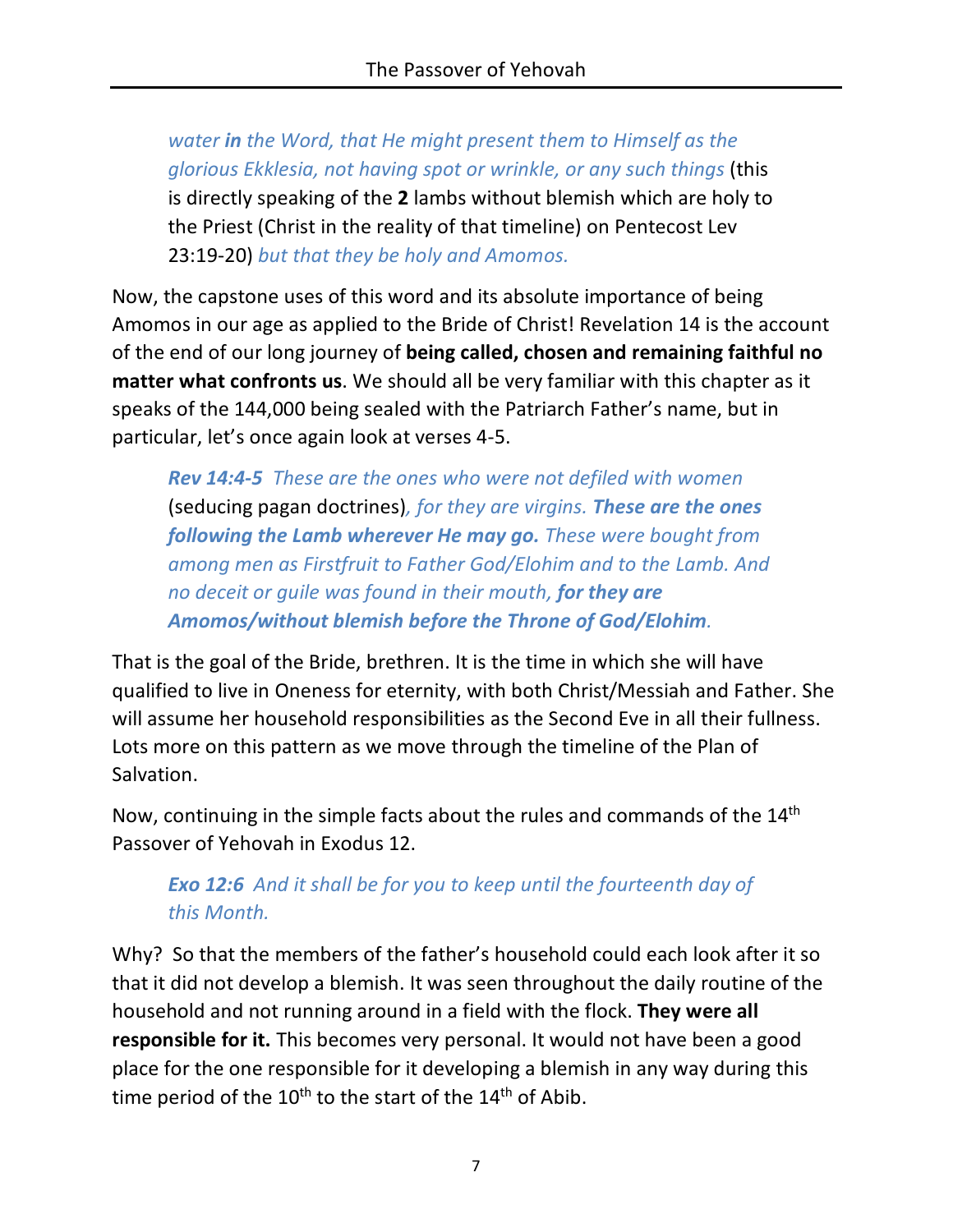> *water* ***in*** *the Word, that He might present them to Himself as the glorious Ekklesia, not having spot or wrinkle, or any such things* (this is directly speaking of the **2** lambs without blemish which are holy to the Priest (Christ in the reality of that timeline) on Pentecost Lev 23:19-20) *but that they be holy and Amomos.*

Now, the capstone uses of this word and its absolute importance of being Amomos in our age as applied to the Bride of Christ! Revelation 14 is the account of the end of our long journey of **being called, chosen and remaining faithful no matter what confronts us**. We should all be very familiar with this chapter as it speaks of the 144,000 being sealed with the Patriarch Father's name, but in particular, let's once again look at verses 4-5.

> ***Rev 14:4-5*** *These are the ones who were not defiled with women* (seducing pagan doctrines)*, for they are virgins.* ***These are the ones following the Lamb wherever He may go.*** *These were bought from among men as Firstfruit to Father God/Elohim and to the Lamb. And no deceit or guile was found in their mouth,* ***for they are Amomos/without blemish before the Throne of God/Elohim****.*

That is the goal of the Bride, brethren. It is the time in which she will have qualified to live in Oneness for eternity, with both Christ/Messiah and Father. She will assume her household responsibilities as the Second Eve in all their fullness. Lots more on this pattern as we move through the timeline of the Plan of Salvation.

Now, continuing in the simple facts about the rules and commands of the 14th Passover of Yehovah in Exodus 12.

> ***Exo 12:6*** *And it shall be for you to keep until the fourteenth day of this Month.*

Why? So that the members of the father's household could each look after it so that it did not develop a blemish. It was seen throughout the daily routine of the household and not running around in a field with the flock. **They were all responsible for it.** This becomes very personal. It would not have been a good place for the one responsible for it developing a blemish in any way during this time period of the 10th to the start of the 14th of Abib.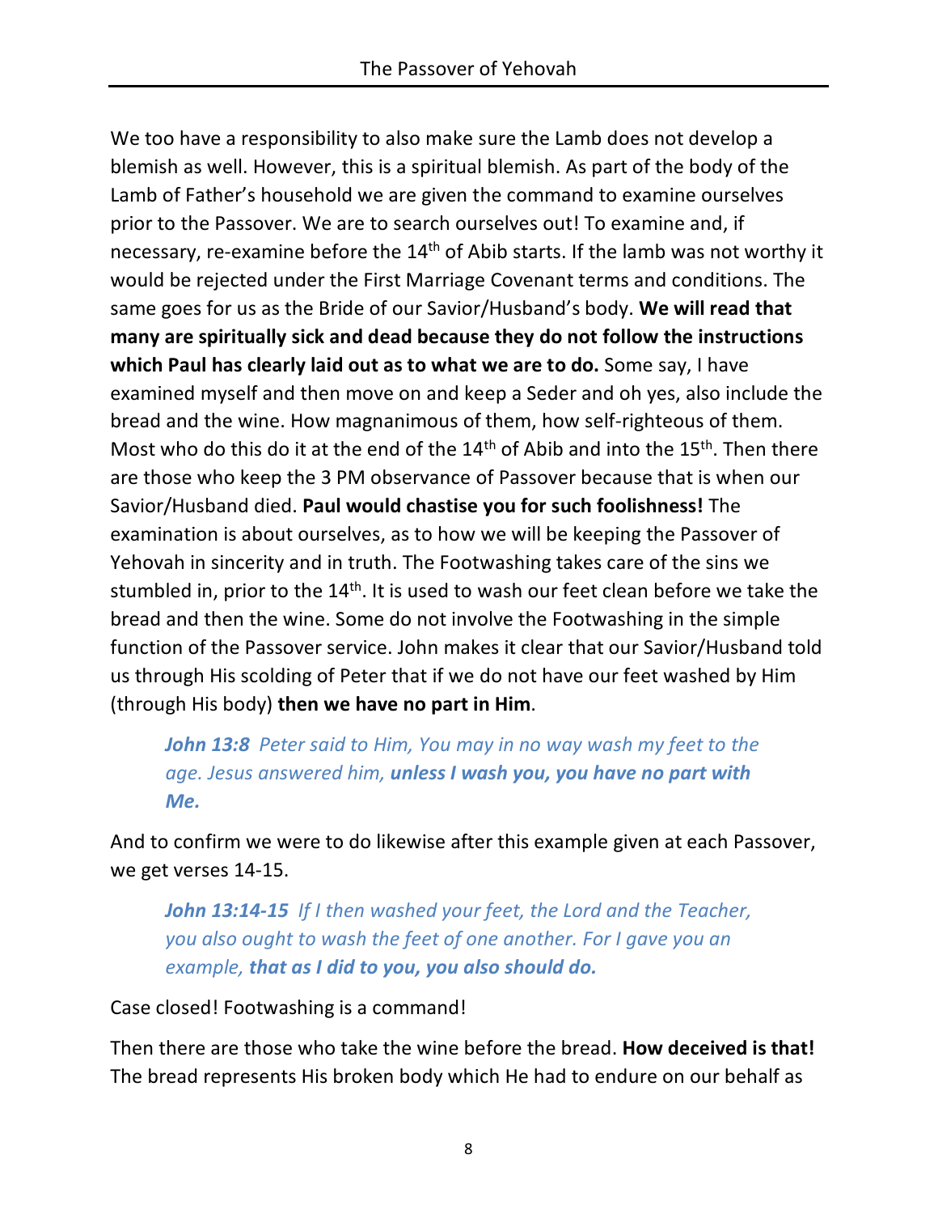We too have a responsibility to also make sure the Lamb does not develop a blemish as well. However, this is a spiritual blemish. As part of the body of the Lamb of Father's household we are given the command to examine ourselves prior to the Passover. We are to search ourselves out! To examine and, if necessary, re-examine before the 14th of Abib starts. If the lamb was not worthy it would be rejected under the First Marriage Covenant terms and conditions. The same goes for us as the Bride of our Savior/Husband's body. **We will read that many are spiritually sick and dead because they do not follow the instructions which Paul has clearly laid out as to what we are to do.** Some say, I have examined myself and then move on and keep a Seder and oh yes, also include the bread and the wine. How magnanimous of them, how self-righteous of them. Most who do this do it at the end of the 14th of Abib and into the 15th. Then there are those who keep the 3 PM observance of Passover because that is when our Savior/Husband died. **Paul would chastise you for such foolishness!** The examination is about ourselves, as to how we will be keeping the Passover of Yehovah in sincerity and in truth. The Footwashing takes care of the sins we stumbled in, prior to the 14th. It is used to wash our feet clean before we take the bread and then the wine. Some do not involve the Footwashing in the simple function of the Passover service. John makes it clear that our Savior/Husband told us through His scolding of Peter that if we do not have our feet washed by Him (through His body) **then we have no part in Him**.

> ***John 13:8*** *Peter said to Him, You may in no way wash my feet to the age. Jesus answered him,* ***unless I wash you, you have no part with Me.***

And to confirm we were to do likewise after this example given at each Passover, we get verses 14-15.

> ***John 13:14-15*** *If I then washed your feet, the Lord and the Teacher, you also ought to wash the feet of one another. For I gave you an example,* ***that as I did to you, you also should do.***

Case closed! Footwashing is a command!

Then there are those who take the wine before the bread. **How deceived is that!** The bread represents His broken body which He had to endure on our behalf as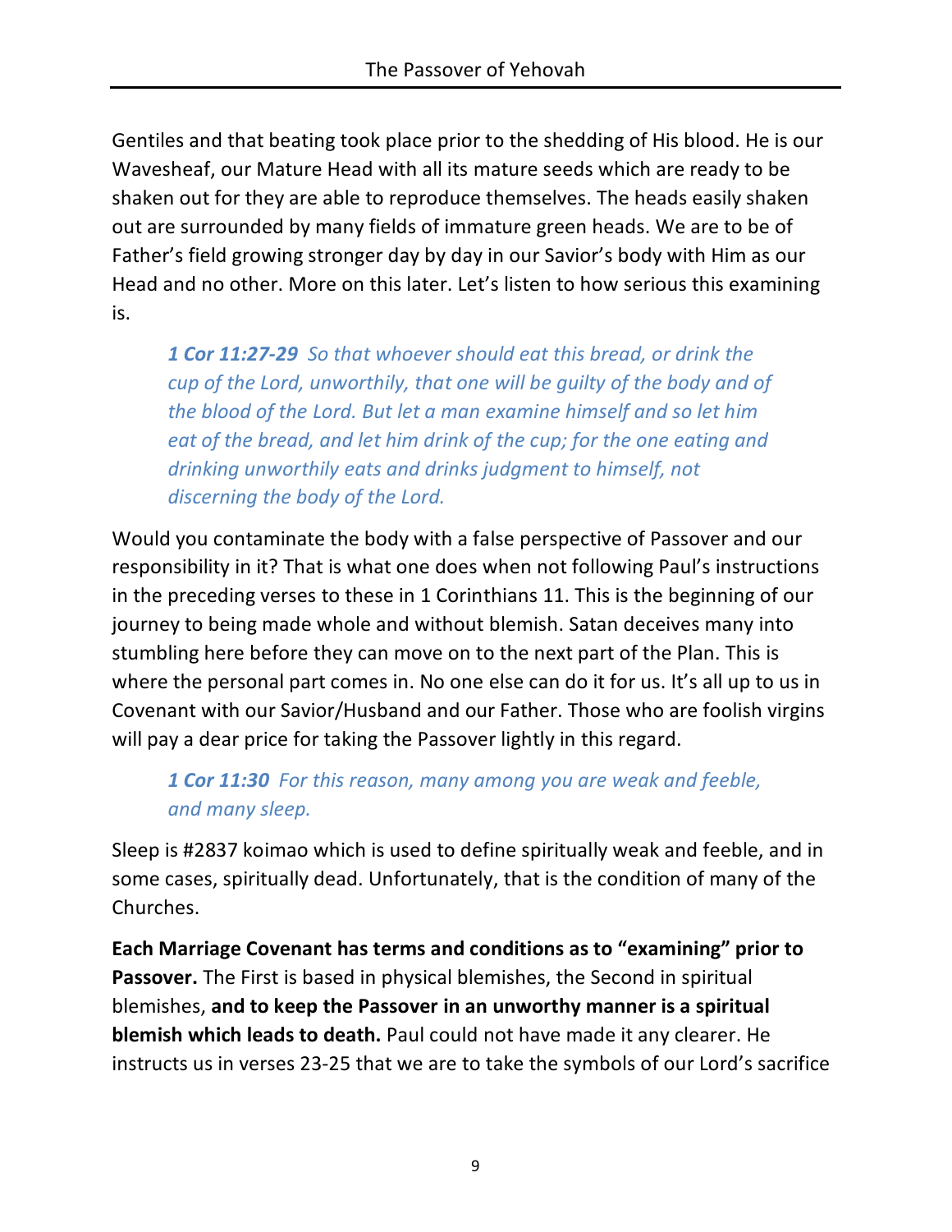Gentiles and that beating took place prior to the shedding of His blood. He is our Wavesheaf, our Mature Head with all its mature seeds which are ready to be shaken out for they are able to reproduce themselves. The heads easily shaken out are surrounded by many fields of immature green heads. We are to be of Father's field growing stronger day by day in our Savior's body with Him as our Head and no other. More on this later. Let's listen to how serious this examining is.

> ***1 Cor 11:27-29*** *So that whoever should eat this bread, or drink the cup of the Lord, unworthily, that one will be guilty of the body and of the blood of the Lord. But let a man examine himself and so let him eat of the bread, and let him drink of the cup; for the one eating and drinking unworthily eats and drinks judgment to himself, not discerning the body of the Lord.*

Would you contaminate the body with a false perspective of Passover and our responsibility in it? That is what one does when not following Paul's instructions in the preceding verses to these in 1 Corinthians 11. This is the beginning of our journey to being made whole and without blemish. Satan deceives many into stumbling here before they can move on to the next part of the Plan. This is where the personal part comes in. No one else can do it for us. It's all up to us in Covenant with our Savior/Husband and our Father. Those who are foolish virgins will pay a dear price for taking the Passover lightly in this regard.

> ***1 Cor 11:30*** *For this reason, many among you are weak and feeble, and many sleep.*

Sleep is #2837 koimao which is used to define spiritually weak and feeble, and in some cases, spiritually dead. Unfortunately, that is the condition of many of the Churches.

**Each Marriage Covenant has terms and conditions as to "examining" prior to Passover.** The First is based in physical blemishes, the Second in spiritual blemishes, **and to keep the Passover in an unworthy manner is a spiritual blemish which leads to death.** Paul could not have made it any clearer. He instructs us in verses 23-25 that we are to take the symbols of our Lord's sacrifice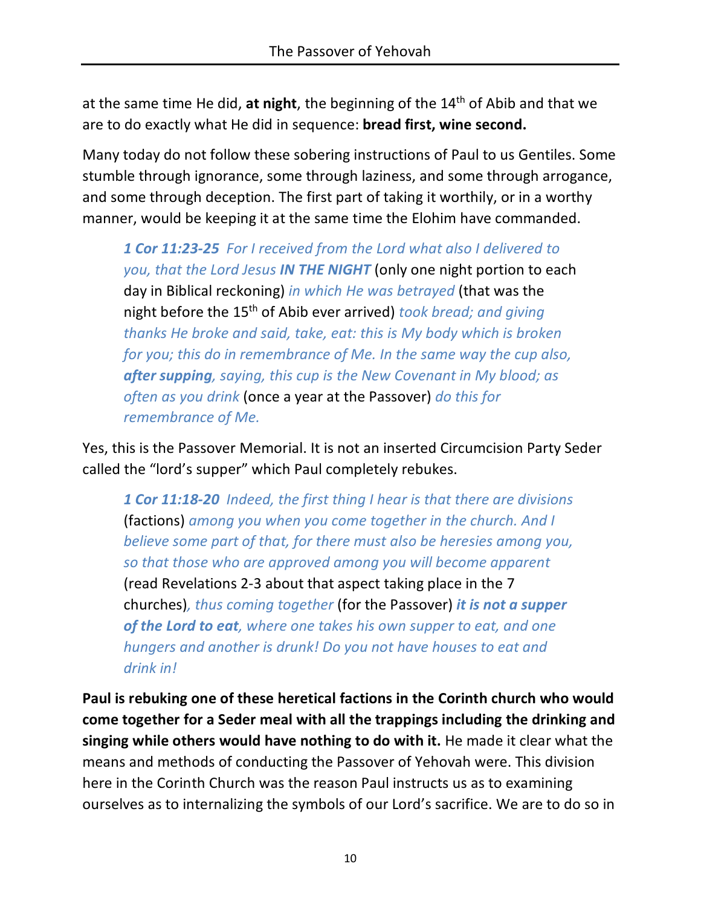at the same time He did, **at night**, the beginning of the 14th of Abib and that we are to do exactly what He did in sequence: **bread first, wine second.**

Many today do not follow these sobering instructions of Paul to us Gentiles. Some stumble through ignorance, some through laziness, and some through arrogance, and some through deception. The first part of taking it worthily, or in a worthy manner, would be keeping it at the same time the Elohim have commanded.

> ***1 Cor 11:23-25*** *For I received from the Lord what also I delivered to you, that the Lord Jesus* ***IN THE NIGHT*** (only one night portion to each day in Biblical reckoning) *in which He was betrayed* (that was the night before the 15th of Abib ever arrived) *took bread; and giving thanks He broke and said, take, eat: this is My body which is broken for you; this do in remembrance of Me. In the same way the cup also,* ***after supping****, saying, this cup is the New Covenant in My blood; as often as you drink* (once a year at the Passover) *do this for remembrance of Me.*

Yes, this is the Passover Memorial. It is not an inserted Circumcision Party Seder called the "lord's supper" which Paul completely rebukes.

> ***1 Cor 11:18-20*** *Indeed, the first thing I hear is that there are divisions* (factions) *among you when you come together in the church. And I believe some part of that, for there must also be heresies among you, so that those who are approved among you will become apparent* (read Revelations 2-3 about that aspect taking place in the 7 churches)*, thus coming together* (for the Passover) ***it is not a supper of the Lord to eat****, where one takes his own supper to eat, and one hungers and another is drunk! Do you not have houses to eat and drink in!*

**Paul is rebuking one of these heretical factions in the Corinth church who would come together for a Seder meal with all the trappings including the drinking and singing while others would have nothing to do with it.** He made it clear what the means and methods of conducting the Passover of Yehovah were. This division here in the Corinth Church was the reason Paul instructs us as to examining ourselves as to internalizing the symbols of our Lord's sacrifice. We are to do so in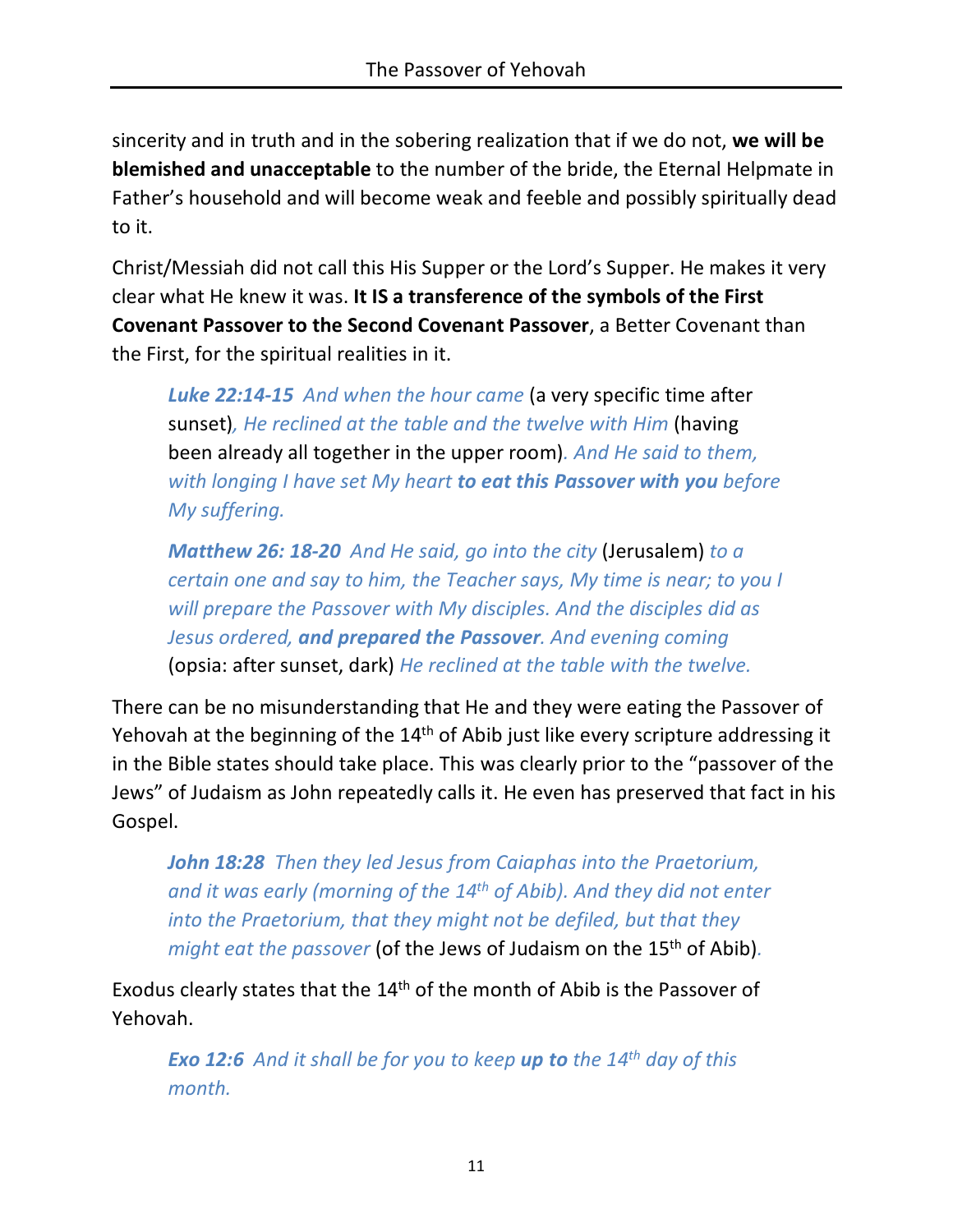sincerity and in truth and in the sobering realization that if we do not, **we will be blemished and unacceptable** to the number of the bride, the Eternal Helpmate in Father's household and will become weak and feeble and possibly spiritually dead to it.

Christ/Messiah did not call this His Supper or the Lord's Supper. He makes it very clear what He knew it was. **It IS a transference of the symbols of the First Covenant Passover to the Second Covenant Passover**, a Better Covenant than the First, for the spiritual realities in it.

> ***Luke 22:14-15*** *And when the hour came* (a very specific time after sunset)*, He reclined at the table and the twelve with Him* (having been already all together in the upper room)*. And He said to them, with longing I have set My heart **to eat this Passover with you** before My suffering.*
>
> ***Matthew 26: 18-20*** *And He said, go into the city* (Jerusalem) *to a certain one and say to him, the Teacher says, My time is near; to you I will prepare the Passover with My disciples. And the disciples did as Jesus ordered, **and prepared the Passover**. And evening coming* (opsia: after sunset, dark) *He reclined at the table with the twelve.*

There can be no misunderstanding that He and they were eating the Passover of Yehovah at the beginning of the 14th of Abib just like every scripture addressing it in the Bible states should take place. This was clearly prior to the "passover of the Jews" of Judaism as John repeatedly calls it. He even has preserved that fact in his Gospel.

> ***John 18:28*** *Then they led Jesus from Caiaphas into the Praetorium, and it was early (morning of the 14th of Abib). And they did not enter into the Praetorium, that they might not be defiled, but that they might eat the passover* (of the Jews of Judaism on the 15th of Abib)*.*

Exodus clearly states that the 14th of the month of Abib is the Passover of Yehovah.

> ***Exo 12:6*** *And it shall be for you to keep **up to** the 14th day of this month.*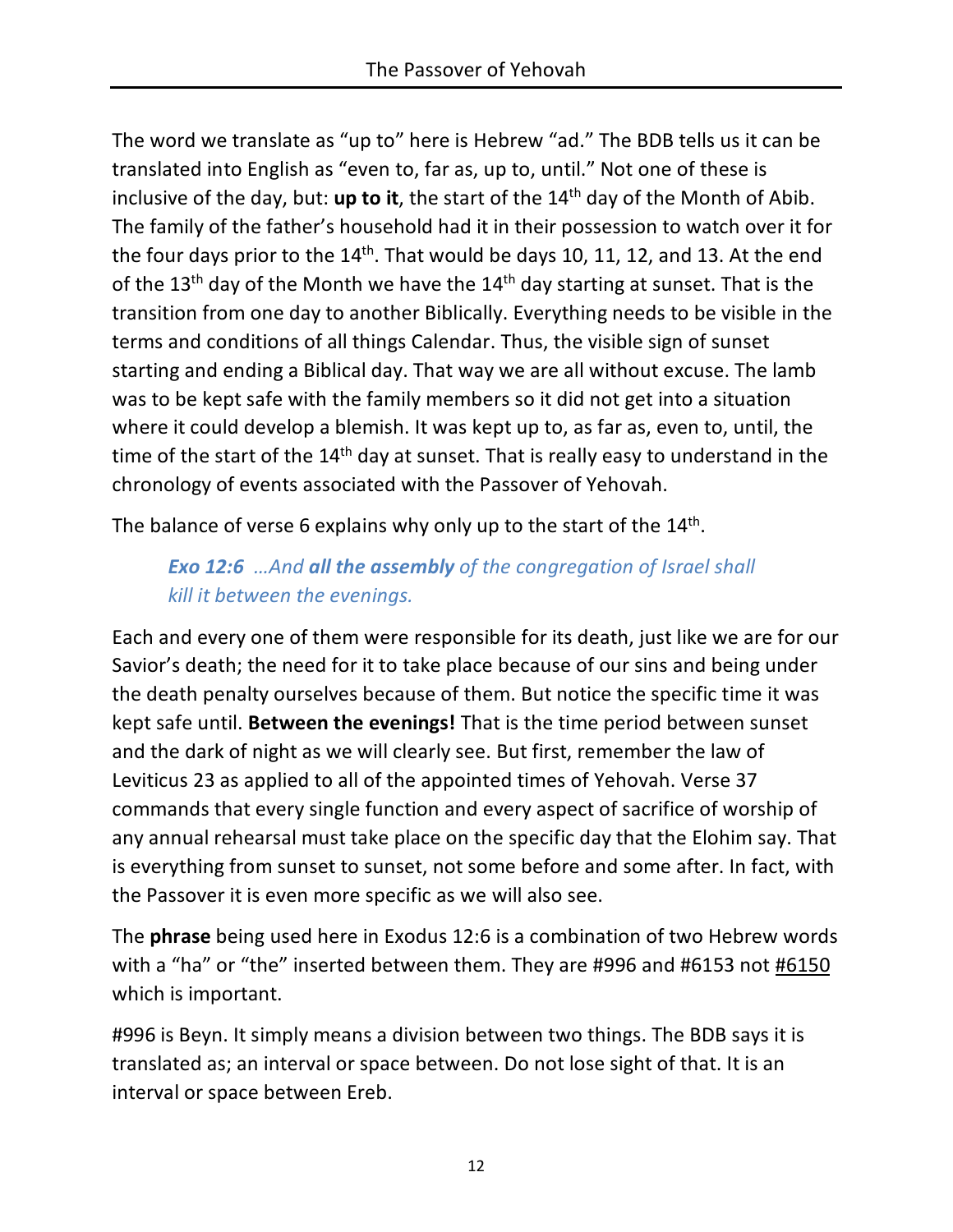The word we translate as "up to" here is Hebrew "ad." The BDB tells us it can be translated into English as "even to, far as, up to, until." Not one of these is inclusive of the day, but: **up to it**, the start of the 14th day of the Month of Abib. The family of the father's household had it in their possession to watch over it for the four days prior to the 14th. That would be days 10, 11, 12, and 13. At the end of the 13th day of the Month we have the 14th day starting at sunset. That is the transition from one day to another Biblically. Everything needs to be visible in the terms and conditions of all things Calendar. Thus, the visible sign of sunset starting and ending a Biblical day. That way we are all without excuse. The lamb was to be kept safe with the family members so it did not get into a situation where it could develop a blemish. It was kept up to, as far as, even to, until, the time of the start of the 14th day at sunset. That is really easy to understand in the chronology of events associated with the Passover of Yehovah.

The balance of verse 6 explains why only up to the start of the 14th.

> ***Exo 12:6*** *…And* ***all the assembly*** *of the congregation of Israel shall kill it between the evenings.*

Each and every one of them were responsible for its death, just like we are for our Savior's death; the need for it to take place because of our sins and being under the death penalty ourselves because of them. But notice the specific time it was kept safe until. **Between the evenings!** That is the time period between sunset and the dark of night as we will clearly see. But first, remember the law of Leviticus 23 as applied to all of the appointed times of Yehovah. Verse 37 commands that every single function and every aspect of sacrifice of worship of any annual rehearsal must take place on the specific day that the Elohim say. That is everything from sunset to sunset, not some before and some after. In fact, with the Passover it is even more specific as we will also see.

The **phrase** being used here in Exodus 12:6 is a combination of two Hebrew words with a "ha" or "the" inserted between them. They are #996 and #6153 not #6150 which is important.

#996 is Beyn. It simply means a division between two things. The BDB says it is translated as; an interval or space between. Do not lose sight of that. It is an interval or space between Ereb.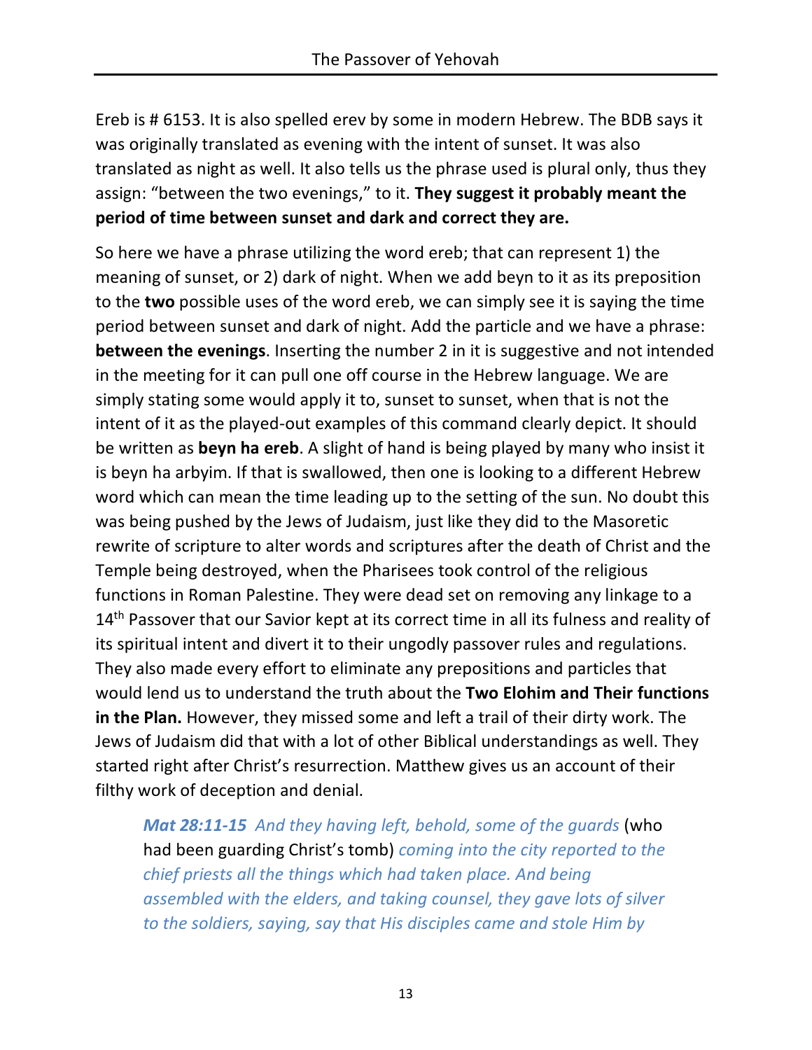Ereb is # 6153. It is also spelled erev by some in modern Hebrew. The BDB says it was originally translated as evening with the intent of sunset. It was also translated as night as well. It also tells us the phrase used is plural only, thus they assign: "between the two evenings," to it. **They suggest it probably meant the period of time between sunset and dark and correct they are.**

So here we have a phrase utilizing the word ereb; that can represent 1) the meaning of sunset, or 2) dark of night. When we add beyn to it as its preposition to the **two** possible uses of the word ereb, we can simply see it is saying the time period between sunset and dark of night. Add the particle and we have a phrase: **between the evenings**. Inserting the number 2 in it is suggestive and not intended in the meeting for it can pull one off course in the Hebrew language. We are simply stating some would apply it to, sunset to sunset, when that is not the intent of it as the played-out examples of this command clearly depict. It should be written as **beyn ha ereb**. A slight of hand is being played by many who insist it is beyn ha arbyim. If that is swallowed, then one is looking to a different Hebrew word which can mean the time leading up to the setting of the sun. No doubt this was being pushed by the Jews of Judaism, just like they did to the Masoretic rewrite of scripture to alter words and scriptures after the death of Christ and the Temple being destroyed, when the Pharisees took control of the religious functions in Roman Palestine. They were dead set on removing any linkage to a 14th Passover that our Savior kept at its correct time in all its fulness and reality of its spiritual intent and divert it to their ungodly passover rules and regulations. They also made every effort to eliminate any prepositions and particles that would lend us to understand the truth about the **Two Elohim and Their functions in the Plan.** However, they missed some and left a trail of their dirty work. The Jews of Judaism did that with a lot of other Biblical understandings as well. They started right after Christ's resurrection. Matthew gives us an account of their filthy work of deception and denial.

> ***Mat 28:11-15*** *And they having left, behold, some of the guards* (who had been guarding Christ's tomb) *coming into the city reported to the chief priests all the things which had taken place. And being assembled with the elders, and taking counsel, they gave lots of silver to the soldiers, saying, say that His disciples came and stole Him by*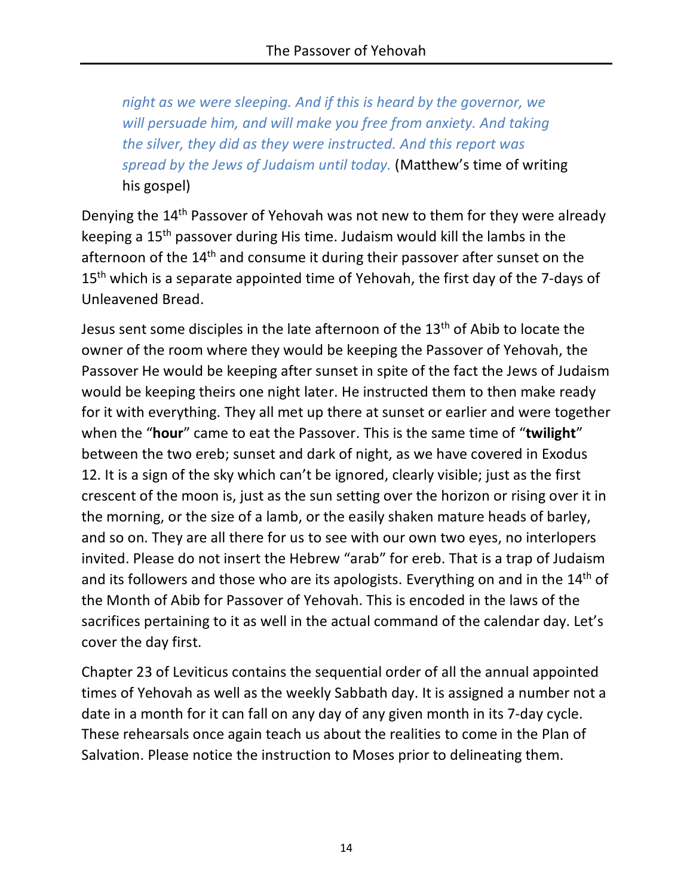> *night as we were sleeping. And if this is heard by the governor, we will persuade him, and will make you free from anxiety. And taking the silver, they did as they were instructed. And this report was spread by the Jews of Judaism until today.* (Matthew's time of writing his gospel)

Denying the 14th Passover of Yehovah was not new to them for they were already keeping a 15th passover during His time. Judaism would kill the lambs in the afternoon of the 14th and consume it during their passover after sunset on the 15th which is a separate appointed time of Yehovah, the first day of the 7-days of Unleavened Bread.

Jesus sent some disciples in the late afternoon of the 13th of Abib to locate the owner of the room where they would be keeping the Passover of Yehovah, the Passover He would be keeping after sunset in spite of the fact the Jews of Judaism would be keeping theirs one night later. He instructed them to then make ready for it with everything. They all met up there at sunset or earlier and were together when the "**hour**" came to eat the Passover. This is the same time of "**twilight**" between the two ereb; sunset and dark of night, as we have covered in Exodus 12. It is a sign of the sky which can't be ignored, clearly visible; just as the first crescent of the moon is, just as the sun setting over the horizon or rising over it in the morning, or the size of a lamb, or the easily shaken mature heads of barley, and so on. They are all there for us to see with our own two eyes, no interlopers invited. Please do not insert the Hebrew "arab" for ereb. That is a trap of Judaism and its followers and those who are its apologists. Everything on and in the 14th of the Month of Abib for Passover of Yehovah. This is encoded in the laws of the sacrifices pertaining to it as well in the actual command of the calendar day. Let's cover the day first.

Chapter 23 of Leviticus contains the sequential order of all the annual appointed times of Yehovah as well as the weekly Sabbath day. It is assigned a number not a date in a month for it can fall on any day of any given month in its 7-day cycle. These rehearsals once again teach us about the realities to come in the Plan of Salvation. Please notice the instruction to Moses prior to delineating them.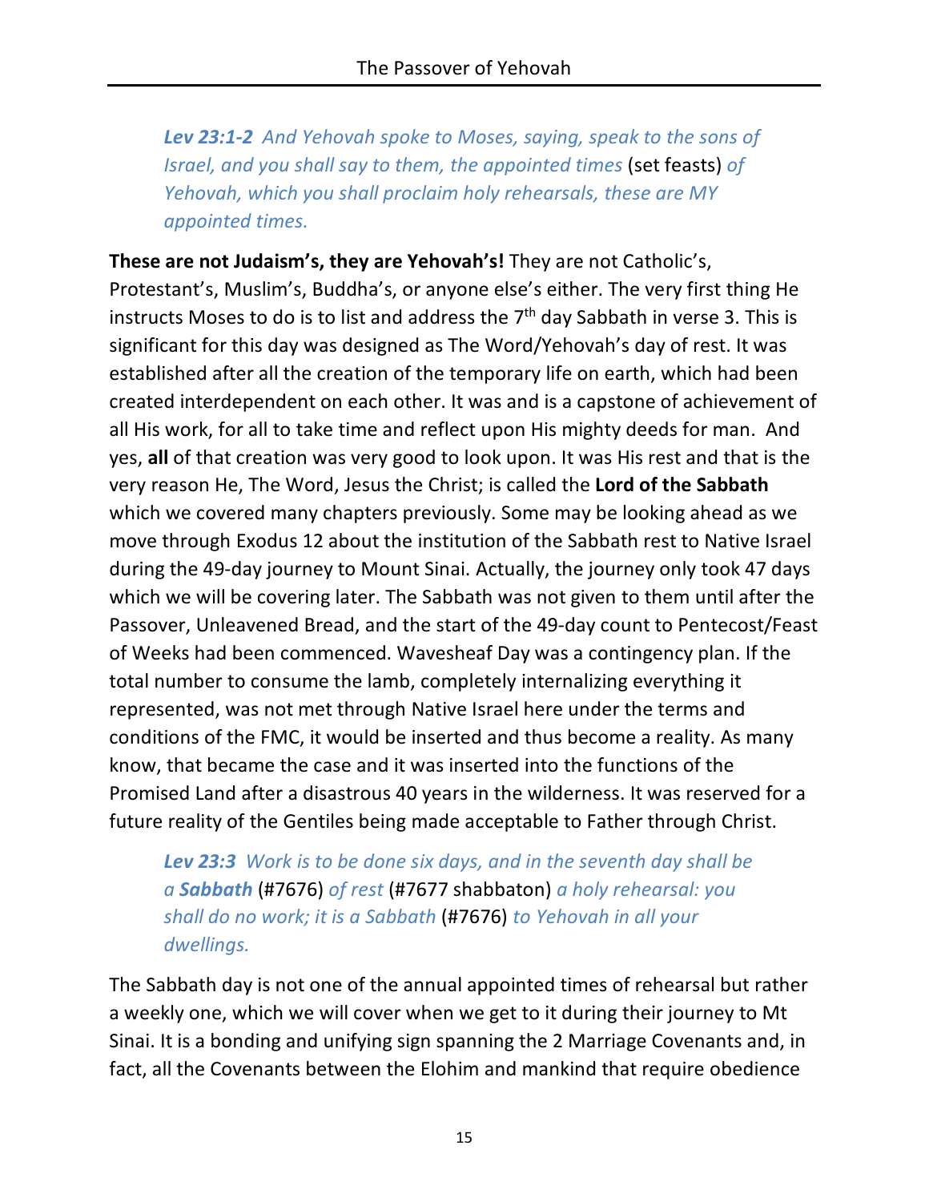*Lev 23:1-2 And Yehovah spoke to Moses, saying, speak to the sons of Israel, and you shall say to them, the appointed times* (set feasts) *of Yehovah, which you shall proclaim holy rehearsals, these are MY appointed times.*

**These are not Judaism's, they are Yehovah's!** They are not Catholic's, Protestant's, Muslim's, Buddha's, or anyone else's either. The very first thing He instructs Moses to do is to list and address the 7th day Sabbath in verse 3. This is significant for this day was designed as The Word/Yehovah's day of rest. It was established after all the creation of the temporary life on earth, which had been created interdependent on each other. It was and is a capstone of achievement of all His work, for all to take time and reflect upon His mighty deeds for man. And yes, **all** of that creation was very good to look upon. It was His rest and that is the very reason He, The Word, Jesus the Christ; is called the **Lord of the Sabbath** which we covered many chapters previously. Some may be looking ahead as we move through Exodus 12 about the institution of the Sabbath rest to Native Israel during the 49-day journey to Mount Sinai. Actually, the journey only took 47 days which we will be covering later. The Sabbath was not given to them until after the Passover, Unleavened Bread, and the start of the 49-day count to Pentecost/Feast of Weeks had been commenced. Wavesheaf Day was a contingency plan. If the total number to consume the lamb, completely internalizing everything it represented, was not met through Native Israel here under the terms and conditions of the FMC, it would be inserted and thus become a reality. As many know, that became the case and it was inserted into the functions of the Promised Land after a disastrous 40 years in the wilderness. It was reserved for a future reality of the Gentiles being made acceptable to Father through Christ.

*Lev 23:3 Work is to be done six days, and in the seventh day shall be a **Sabbath*** (#7676) *of rest* (#7677 shabbaton) *a holy rehearsal: you shall do no work; it is a Sabbath* (#7676) *to Yehovah in all your dwellings.*

The Sabbath day is not one of the annual appointed times of rehearsal but rather a weekly one, which we will cover when we get to it during their journey to Mt Sinai. It is a bonding and unifying sign spanning the 2 Marriage Covenants and, in fact, all the Covenants between the Elohim and mankind that require obedience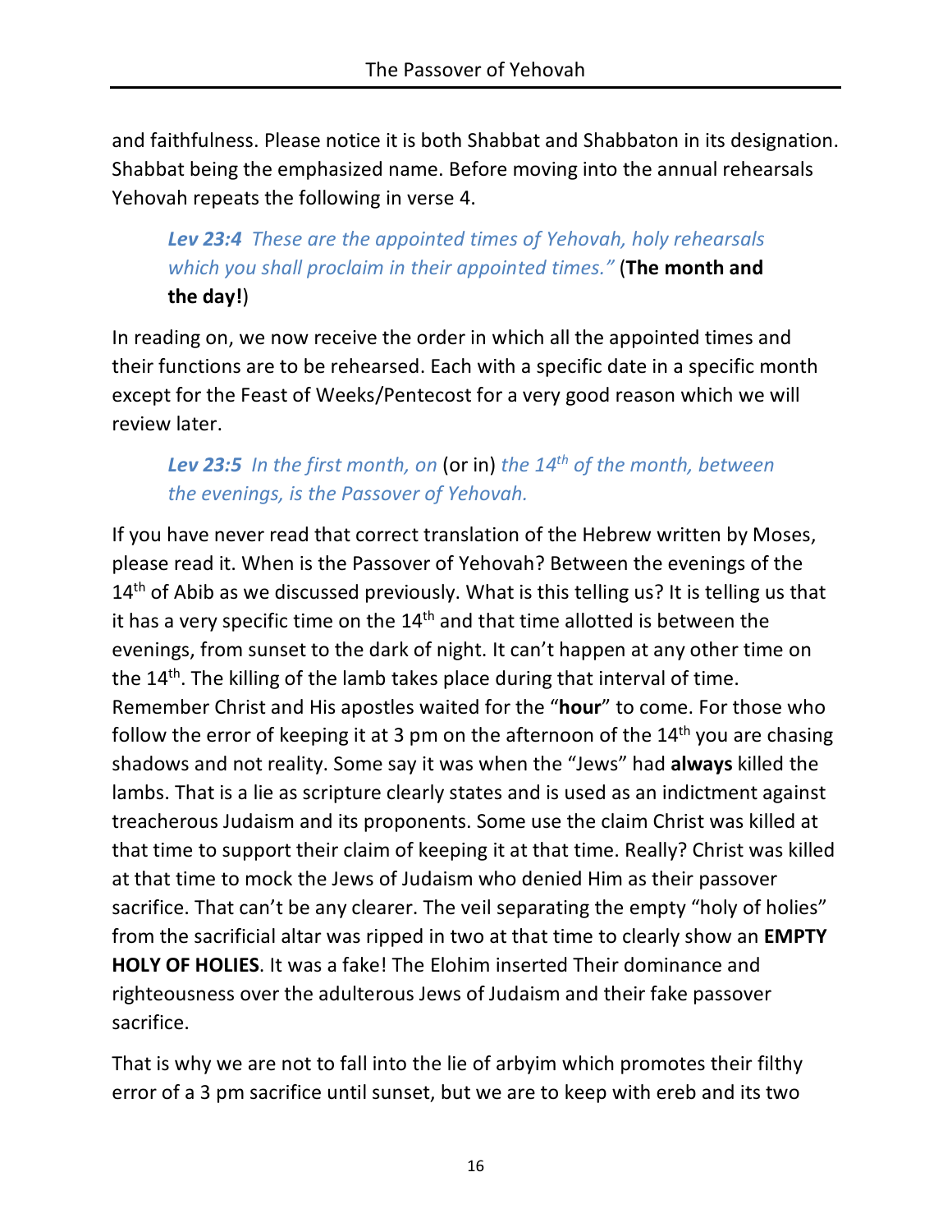and faithfulness. Please notice it is both Shabbat and Shabbaton in its designation. Shabbat being the emphasized name. Before moving into the annual rehearsals Yehovah repeats the following in verse 4.

> ***Lev 23:4*** *These are the appointed times of Yehovah, holy rehearsals which you shall proclaim in their appointed times."* (**The month and the day!**)

In reading on, we now receive the order in which all the appointed times and their functions are to be rehearsed. Each with a specific date in a specific month except for the Feast of Weeks/Pentecost for a very good reason which we will review later.

> ***Lev 23:5*** *In the first month, on* (or in) *the 14th of the month, between the evenings, is the Passover of Yehovah.*

If you have never read that correct translation of the Hebrew written by Moses, please read it. When is the Passover of Yehovah? Between the evenings of the 14th of Abib as we discussed previously. What is this telling us? It is telling us that it has a very specific time on the 14th and that time allotted is between the evenings, from sunset to the dark of night. It can't happen at any other time on the 14th. The killing of the lamb takes place during that interval of time. Remember Christ and His apostles waited for the "**hour**" to come. For those who follow the error of keeping it at 3 pm on the afternoon of the 14th you are chasing shadows and not reality. Some say it was when the "Jews" had **always** killed the lambs. That is a lie as scripture clearly states and is used as an indictment against treacherous Judaism and its proponents. Some use the claim Christ was killed at that time to support their claim of keeping it at that time. Really? Christ was killed at that time to mock the Jews of Judaism who denied Him as their passover sacrifice. That can't be any clearer. The veil separating the empty "holy of holies" from the sacrificial altar was ripped in two at that time to clearly show an **EMPTY HOLY OF HOLIES**. It was a fake! The Elohim inserted Their dominance and righteousness over the adulterous Jews of Judaism and their fake passover sacrifice.

That is why we are not to fall into the lie of arbyim which promotes their filthy error of a 3 pm sacrifice until sunset, but we are to keep with ereb and its two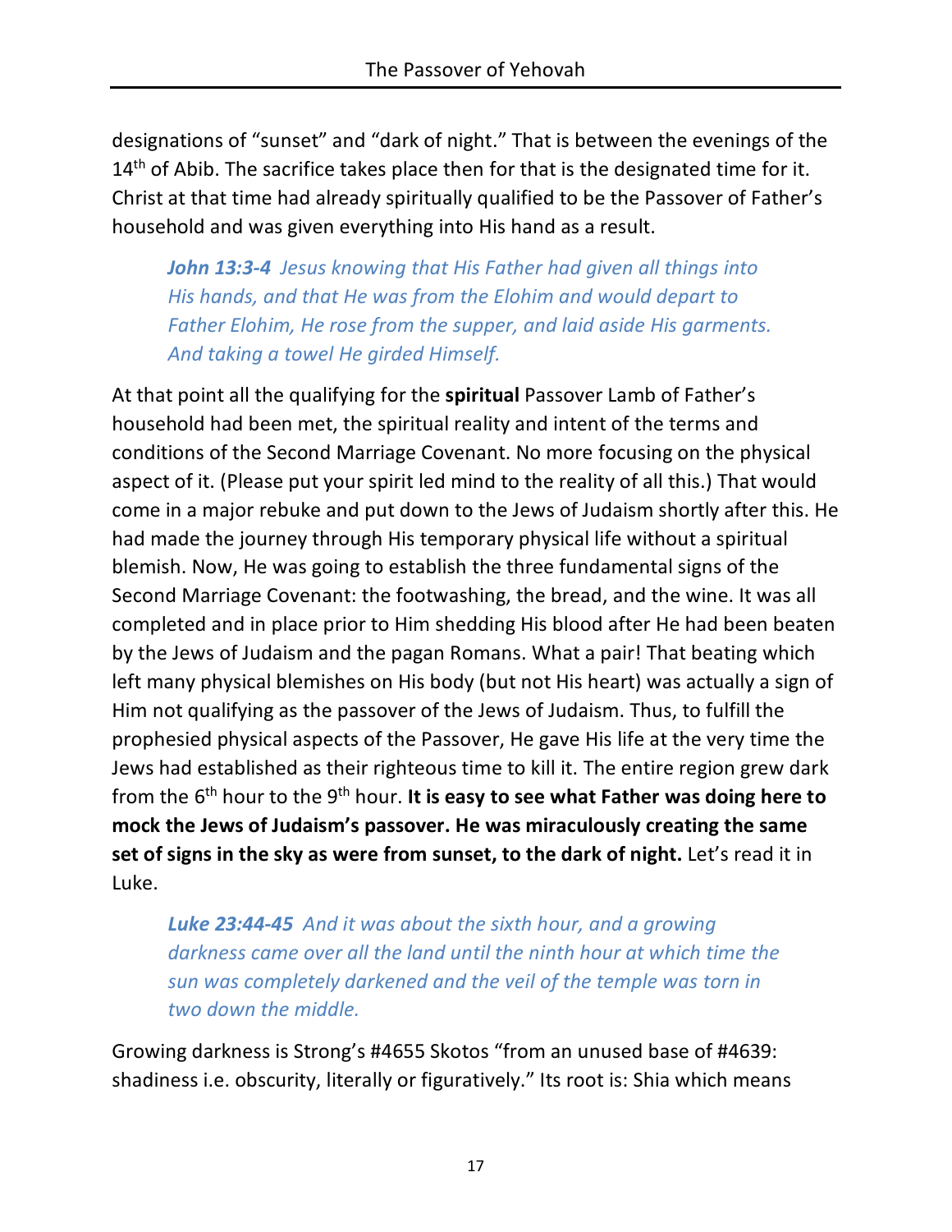designations of "sunset" and "dark of night." That is between the evenings of the 14th of Abib. The sacrifice takes place then for that is the designated time for it. Christ at that time had already spiritually qualified to be the Passover of Father's household and was given everything into His hand as a result.

> ***John 13:3-4*** *Jesus knowing that His Father had given all things into His hands, and that He was from the Elohim and would depart to Father Elohim, He rose from the supper, and laid aside His garments. And taking a towel He girded Himself.*

At that point all the qualifying for the **spiritual** Passover Lamb of Father's household had been met, the spiritual reality and intent of the terms and conditions of the Second Marriage Covenant. No more focusing on the physical aspect of it. (Please put your spirit led mind to the reality of all this.) That would come in a major rebuke and put down to the Jews of Judaism shortly after this. He had made the journey through His temporary physical life without a spiritual blemish. Now, He was going to establish the three fundamental signs of the Second Marriage Covenant: the footwashing, the bread, and the wine. It was all completed and in place prior to Him shedding His blood after He had been beaten by the Jews of Judaism and the pagan Romans. What a pair! That beating which left many physical blemishes on His body (but not His heart) was actually a sign of Him not qualifying as the passover of the Jews of Judaism. Thus, to fulfill the prophesied physical aspects of the Passover, He gave His life at the very time the Jews had established as their righteous time to kill it. The entire region grew dark from the 6th hour to the 9th hour. **It is easy to see what Father was doing here to mock the Jews of Judaism's passover. He was miraculously creating the same set of signs in the sky as were from sunset, to the dark of night.** Let's read it in Luke.

> ***Luke 23:44-45*** *And it was about the sixth hour, and a growing darkness came over all the land until the ninth hour at which time the sun was completely darkened and the veil of the temple was torn in two down the middle.*

Growing darkness is Strong's #4655 Skotos "from an unused base of #4639: shadiness i.e. obscurity, literally or figuratively." Its root is: Shia which means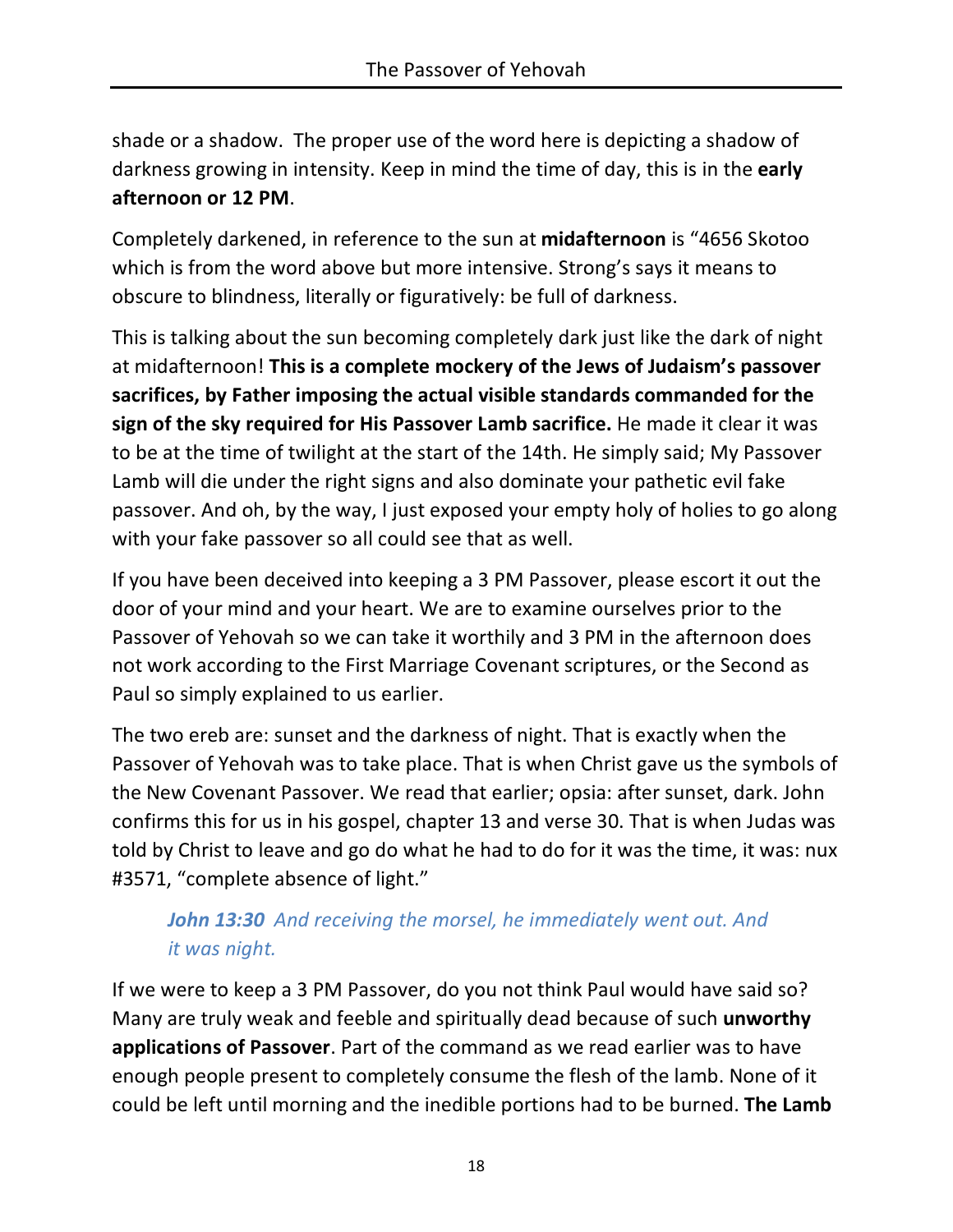shade or a shadow. The proper use of the word here is depicting a shadow of darkness growing in intensity. Keep in mind the time of day, this is in the **early afternoon or 12 PM**.

Completely darkened, in reference to the sun at **midafternoon** is "4656 Skotoo which is from the word above but more intensive. Strong's says it means to obscure to blindness, literally or figuratively: be full of darkness.

This is talking about the sun becoming completely dark just like the dark of night at midafternoon! **This is a complete mockery of the Jews of Judaism's passover sacrifices, by Father imposing the actual visible standards commanded for the sign of the sky required for His Passover Lamb sacrifice.** He made it clear it was to be at the time of twilight at the start of the 14th. He simply said; My Passover Lamb will die under the right signs and also dominate your pathetic evil fake passover. And oh, by the way, I just exposed your empty holy of holies to go along with your fake passover so all could see that as well.

If you have been deceived into keeping a 3 PM Passover, please escort it out the door of your mind and your heart. We are to examine ourselves prior to the Passover of Yehovah so we can take it worthily and 3 PM in the afternoon does not work according to the First Marriage Covenant scriptures, or the Second as Paul so simply explained to us earlier.

The two ereb are: sunset and the darkness of night. That is exactly when the Passover of Yehovah was to take place. That is when Christ gave us the symbols of the New Covenant Passover. We read that earlier; opsia: after sunset, dark. John confirms this for us in his gospel, chapter 13 and verse 30. That is when Judas was told by Christ to leave and go do what he had to do for it was the time, it was: nux #3571, "complete absence of light."

> ***John 13:30*** *And receiving the morsel, he immediately went out. And it was night.*

If we were to keep a 3 PM Passover, do you not think Paul would have said so? Many are truly weak and feeble and spiritually dead because of such **unworthy applications of Passover**. Part of the command as we read earlier was to have enough people present to completely consume the flesh of the lamb. None of it could be left until morning and the inedible portions had to be burned. **The Lamb**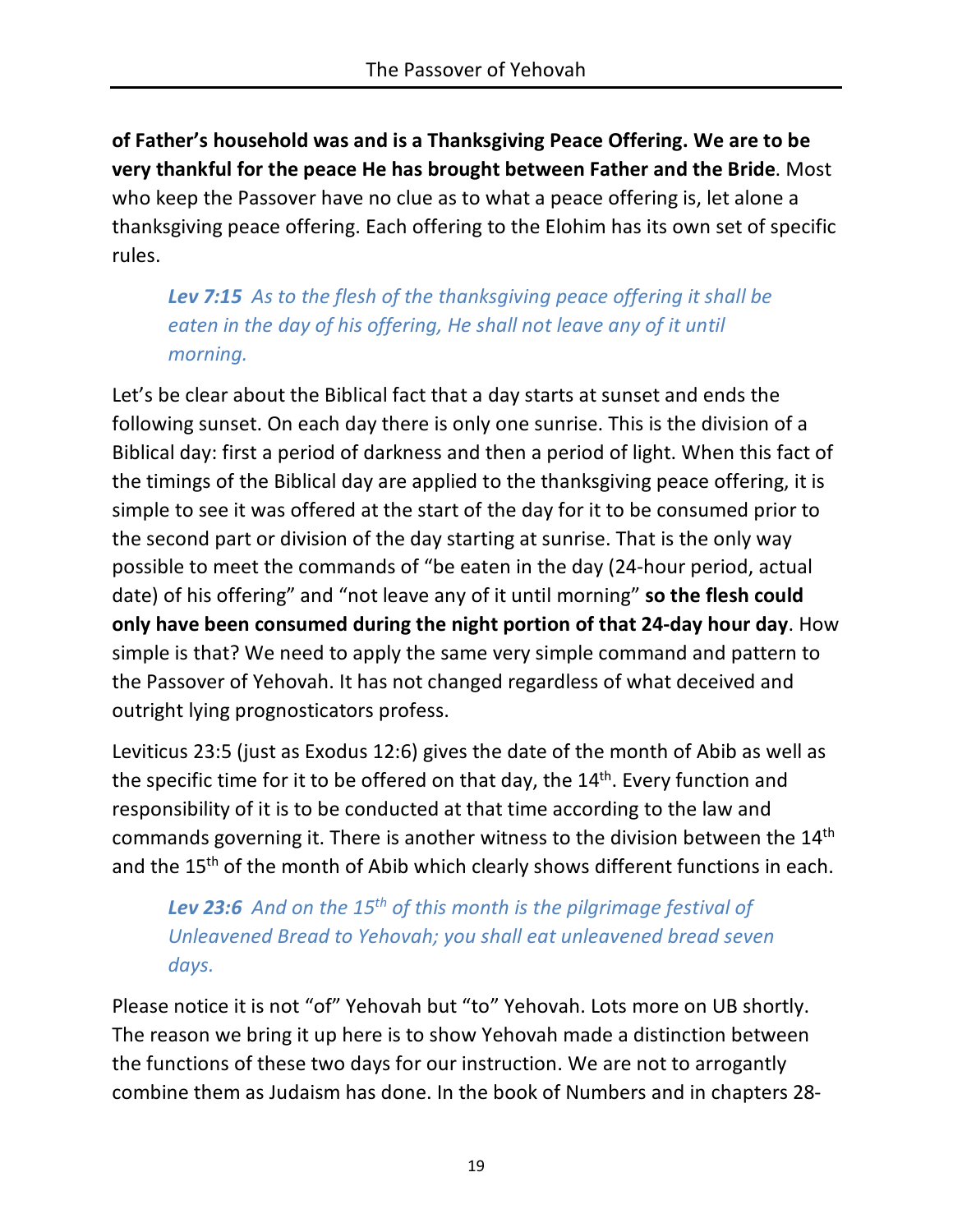**of Father's household was and is a Thanksgiving Peace Offering. We are to be very thankful for the peace He has brought between Father and the Bride**. Most who keep the Passover have no clue as to what a peace offering is, let alone a thanksgiving peace offering. Each offering to the Elohim has its own set of specific rules.

> ***Lev 7:15*** *As to the flesh of the thanksgiving peace offering it shall be eaten in the day of his offering, He shall not leave any of it until morning.*

Let's be clear about the Biblical fact that a day starts at sunset and ends the following sunset. On each day there is only one sunrise. This is the division of a Biblical day: first a period of darkness and then a period of light. When this fact of the timings of the Biblical day are applied to the thanksgiving peace offering, it is simple to see it was offered at the start of the day for it to be consumed prior to the second part or division of the day starting at sunrise. That is the only way possible to meet the commands of "be eaten in the day (24-hour period, actual date) of his offering" and "not leave any of it until morning" **so the flesh could only have been consumed during the night portion of that 24-day hour day**. How simple is that? We need to apply the same very simple command and pattern to the Passover of Yehovah. It has not changed regardless of what deceived and outright lying prognosticators profess.

Leviticus 23:5 (just as Exodus 12:6) gives the date of the month of Abib as well as the specific time for it to be offered on that day, the 14th. Every function and responsibility of it is to be conducted at that time according to the law and commands governing it. There is another witness to the division between the 14th and the 15th of the month of Abib which clearly shows different functions in each.

> ***Lev 23:6*** *And on the 15th of this month is the pilgrimage festival of Unleavened Bread to Yehovah; you shall eat unleavened bread seven days.*

Please notice it is not "of" Yehovah but "to" Yehovah. Lots more on UB shortly. The reason we bring it up here is to show Yehovah made a distinction between the functions of these two days for our instruction. We are not to arrogantly combine them as Judaism has done. In the book of Numbers and in chapters 28-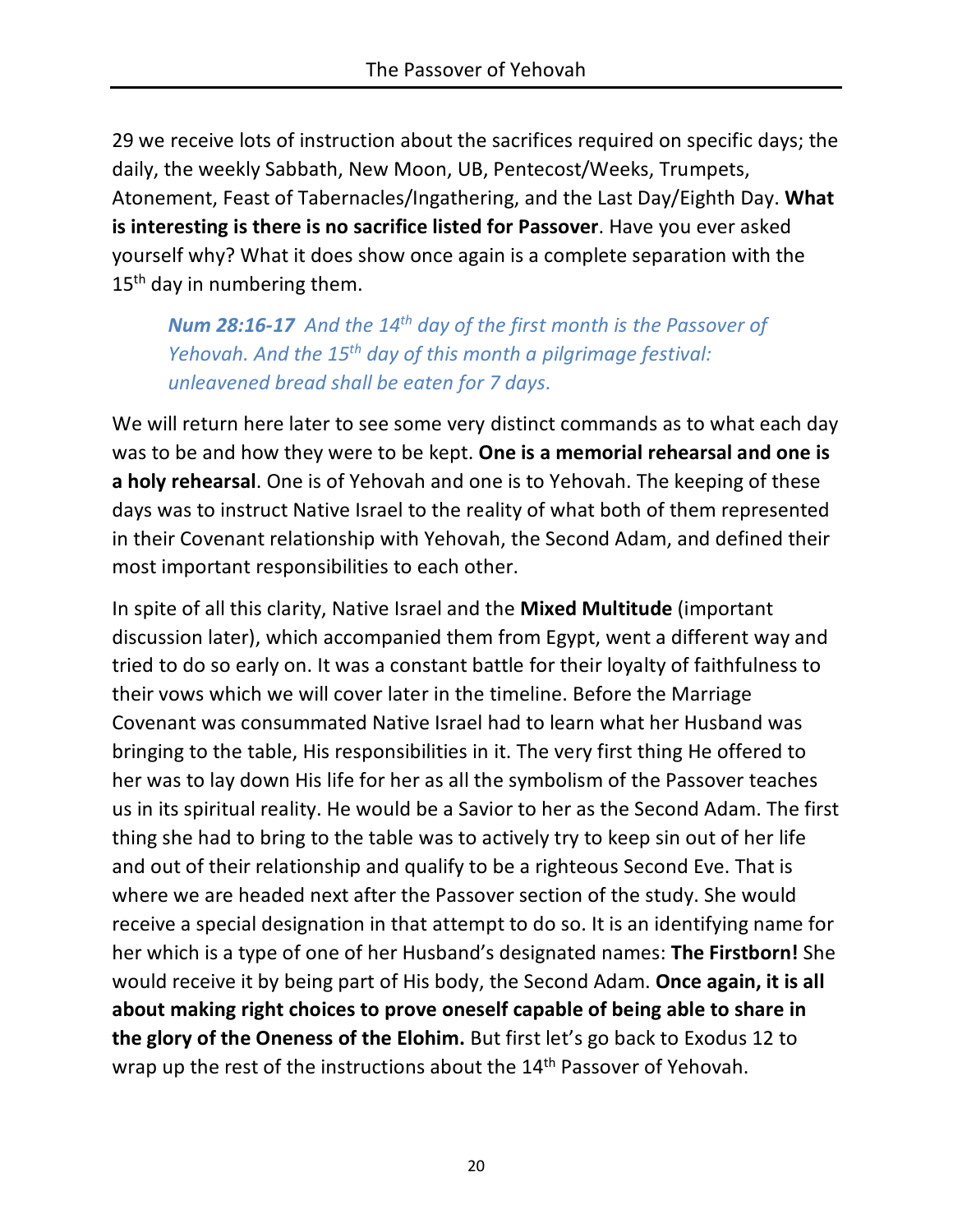29 we receive lots of instruction about the sacrifices required on specific days; the daily, the weekly Sabbath, New Moon, UB, Pentecost/Weeks, Trumpets, Atonement, Feast of Tabernacles/Ingathering, and the Last Day/Eighth Day. **What is interesting is there is no sacrifice listed for Passover**. Have you ever asked yourself why? What it does show once again is a complete separation with the 15th day in numbering them.

> ***Num 28:16-17*** *And the 14th day of the first month is the Passover of Yehovah. And the 15th day of this month a pilgrimage festival: unleavened bread shall be eaten for 7 days.*

We will return here later to see some very distinct commands as to what each day was to be and how they were to be kept. **One is a memorial rehearsal and one is a holy rehearsal**. One is of Yehovah and one is to Yehovah. The keeping of these days was to instruct Native Israel to the reality of what both of them represented in their Covenant relationship with Yehovah, the Second Adam, and defined their most important responsibilities to each other.

In spite of all this clarity, Native Israel and the **Mixed Multitude** (important discussion later), which accompanied them from Egypt, went a different way and tried to do so early on. It was a constant battle for their loyalty of faithfulness to their vows which we will cover later in the timeline. Before the Marriage Covenant was consummated Native Israel had to learn what her Husband was bringing to the table, His responsibilities in it. The very first thing He offered to her was to lay down His life for her as all the symbolism of the Passover teaches us in its spiritual reality. He would be a Savior to her as the Second Adam. The first thing she had to bring to the table was to actively try to keep sin out of her life and out of their relationship and qualify to be a righteous Second Eve. That is where we are headed next after the Passover section of the study. She would receive a special designation in that attempt to do so. It is an identifying name for her which is a type of one of her Husband's designated names: **The Firstborn!** She would receive it by being part of His body, the Second Adam. **Once again, it is all about making right choices to prove oneself capable of being able to share in the glory of the Oneness of the Elohim.** But first let's go back to Exodus 12 to wrap up the rest of the instructions about the 14th Passover of Yehovah.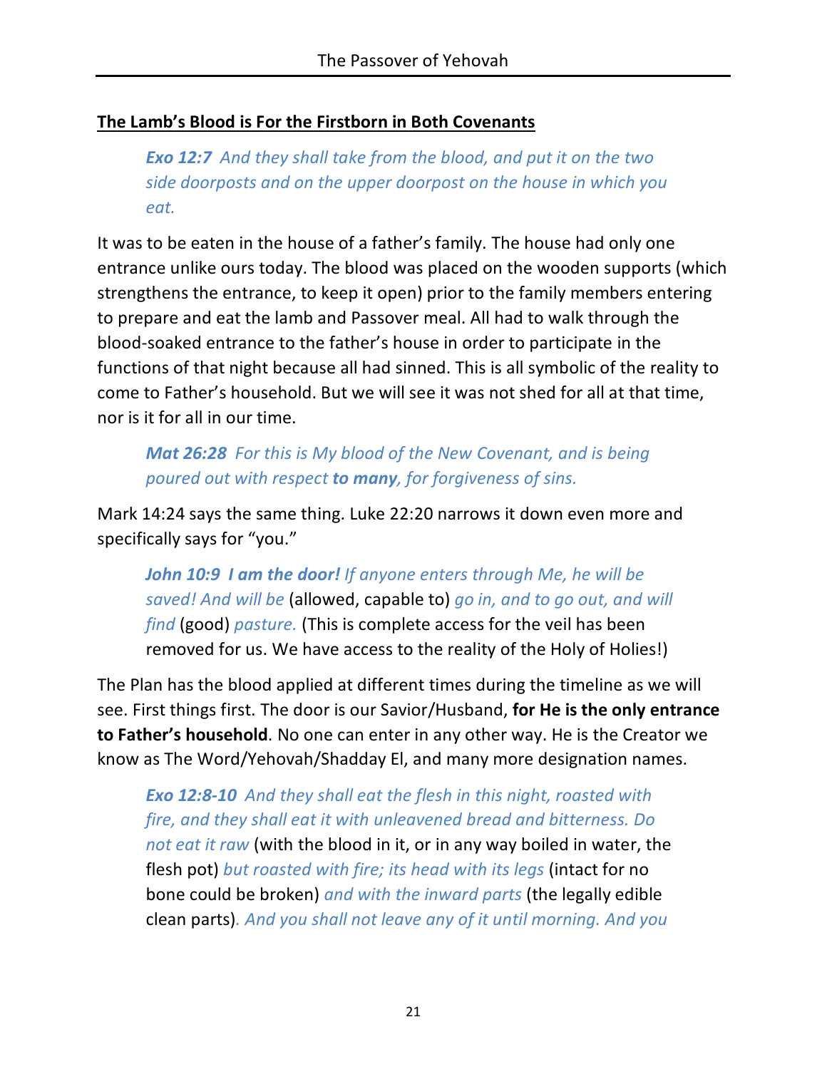**The Lamb's Blood is For the Firstborn in Both Covenants**

> ***Exo 12:7*** *And they shall take from the blood, and put it on the two side doorposts and on the upper doorpost on the house in which you eat.*

It was to be eaten in the house of a father's family. The house had only one entrance unlike ours today. The blood was placed on the wooden supports (which strengthens the entrance, to keep it open) prior to the family members entering to prepare and eat the lamb and Passover meal. All had to walk through the blood-soaked entrance to the father's house in order to participate in the functions of that night because all had sinned. This is all symbolic of the reality to come to Father's household. But we will see it was not shed for all at that time, nor is it for all in our time.

> ***Mat 26:28*** *For this is My blood of the New Covenant, and is being poured out with respect* ***to many****, for forgiveness of sins.*

Mark 14:24 says the same thing. Luke 22:20 narrows it down even more and specifically says for "you."

> ***John 10:9 I am the door!*** *If anyone enters through Me, he will be saved! And will be* (allowed, capable to) *go in, and to go out, and will find* (good) *pasture.* (This is complete access for the veil has been removed for us. We have access to the reality of the Holy of Holies!)

The Plan has the blood applied at different times during the timeline as we will see. First things first. The door is our Savior/Husband, **for He is the only entrance to Father's household**. No one can enter in any other way. He is the Creator we know as The Word/Yehovah/Shadday El, and many more designation names.

> ***Exo 12:8-10*** *And they shall eat the flesh in this night, roasted with fire, and they shall eat it with unleavened bread and bitterness. Do not eat it raw* (with the blood in it, or in any way boiled in water, the flesh pot) *but roasted with fire; its head with its legs* (intact for no bone could be broken) *and with the inward parts* (the legally edible clean parts)*. And you shall not leave any of it until morning. And you*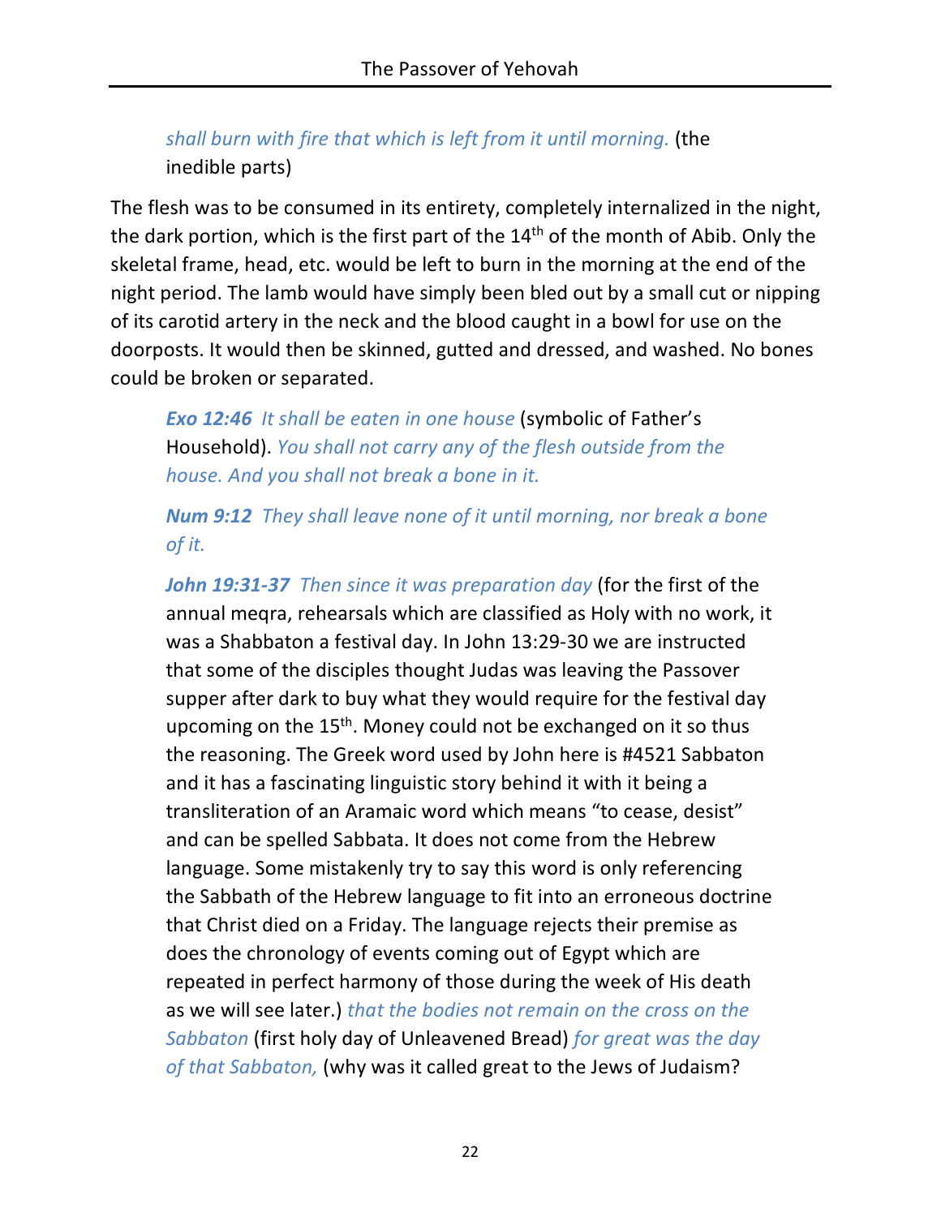*shall burn with fire that which is left from it until morning.* (the inedible parts)

The flesh was to be consumed in its entirety, completely internalized in the night, the dark portion, which is the first part of the 14th of the month of Abib. Only the skeletal frame, head, etc. would be left to burn in the morning at the end of the night period. The lamb would have simply been bled out by a small cut or nipping of its carotid artery in the neck and the blood caught in a bowl for use on the doorposts. It would then be skinned, gutted and dressed, and washed. No bones could be broken or separated.

> ***Exo 12:46*** *It shall be eaten in one house* (symbolic of Father's Household). *You shall not carry any of the flesh outside from the house. And you shall not break a bone in it.*
>
> ***Num 9:12*** *They shall leave none of it until morning, nor break a bone of it.*
>
> ***John 19:31-37*** *Then since it was preparation day* (for the first of the annual meqra, rehearsals which are classified as Holy with no work, it was a Shabbaton a festival day. In John 13:29-30 we are instructed that some of the disciples thought Judas was leaving the Passover supper after dark to buy what they would require for the festival day upcoming on the 15th. Money could not be exchanged on it so thus the reasoning. The Greek word used by John here is #4521 Sabbaton and it has a fascinating linguistic story behind it with it being a transliteration of an Aramaic word which means "to cease, desist" and can be spelled Sabbata. It does not come from the Hebrew language. Some mistakenly try to say this word is only referencing the Sabbath of the Hebrew language to fit into an erroneous doctrine that Christ died on a Friday. The language rejects their premise as does the chronology of events coming out of Egypt which are repeated in perfect harmony of those during the week of His death as we will see later.) *that the bodies not remain on the cross on the Sabbaton* (first holy day of Unleavened Bread) *for great was the day of that Sabbaton,* (why was it called great to the Jews of Judaism?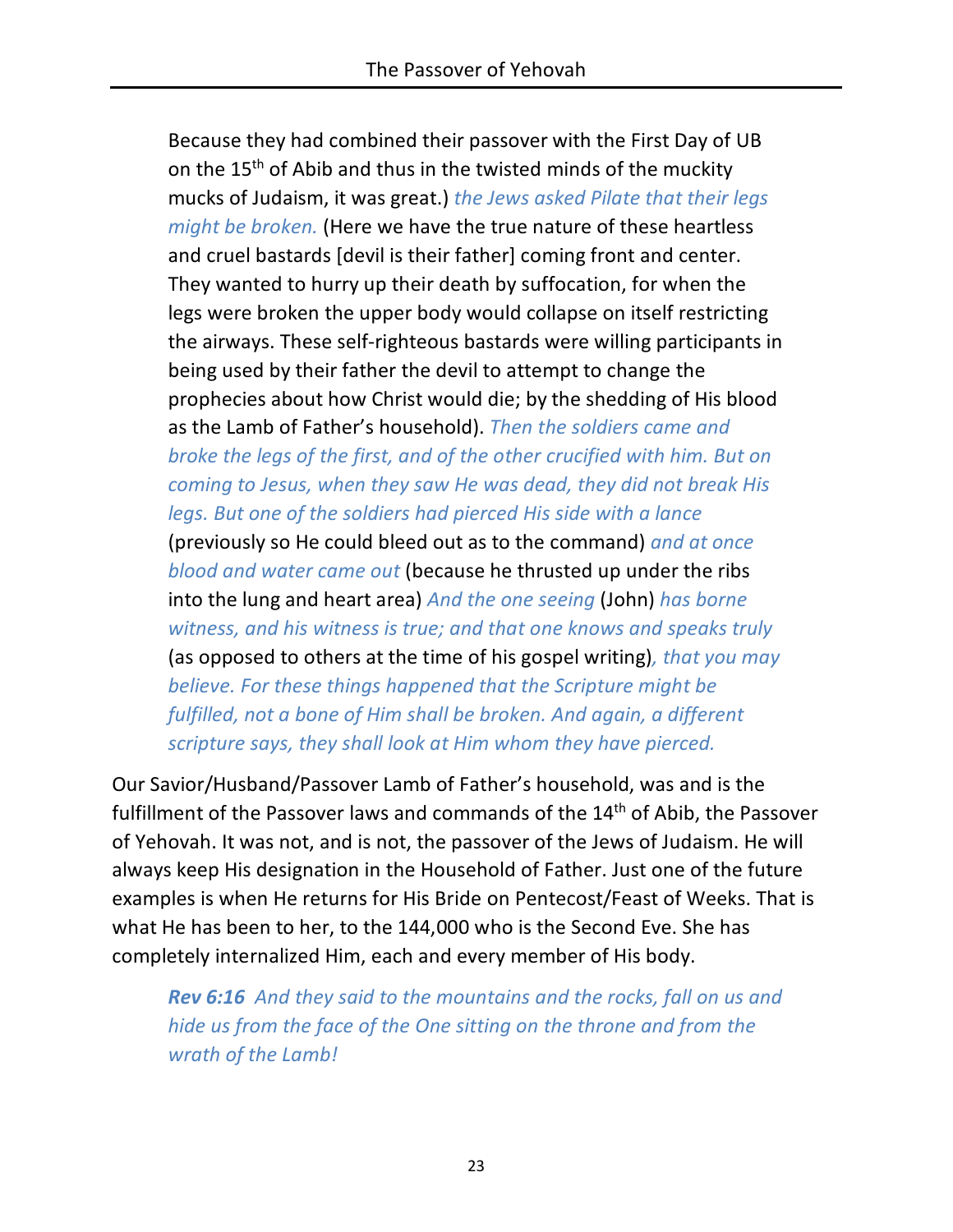> Because they had combined their passover with the First Day of UB on the 15th of Abib and thus in the twisted minds of the muckity mucks of Judaism, it was great.) *the Jews asked Pilate that their legs might be broken.* (Here we have the true nature of these heartless and cruel bastards [devil is their father] coming front and center. They wanted to hurry up their death by suffocation, for when the legs were broken the upper body would collapse on itself restricting the airways. These self-righteous bastards were willing participants in being used by their father the devil to attempt to change the prophecies about how Christ would die; by the shedding of His blood as the Lamb of Father's household). *Then the soldiers came and broke the legs of the first, and of the other crucified with him. But on coming to Jesus, when they saw He was dead, they did not break His legs. But one of the soldiers had pierced His side with a lance* (previously so He could bleed out as to the command) *and at once blood and water came out* (because he thrusted up under the ribs into the lung and heart area) *And the one seeing* (John) *has borne witness, and his witness is true; and that one knows and speaks truly* (as opposed to others at the time of his gospel writing)*, that you may believe. For these things happened that the Scripture might be fulfilled, not a bone of Him shall be broken. And again, a different scripture says, they shall look at Him whom they have pierced.*

Our Savior/Husband/Passover Lamb of Father's household, was and is the fulfillment of the Passover laws and commands of the 14th of Abib, the Passover of Yehovah. It was not, and is not, the passover of the Jews of Judaism. He will always keep His designation in the Household of Father. Just one of the future examples is when He returns for His Bride on Pentecost/Feast of Weeks. That is what He has been to her, to the 144,000 who is the Second Eve. She has completely internalized Him, each and every member of His body.

> ***Rev 6:16*** *And they said to the mountains and the rocks, fall on us and hide us from the face of the One sitting on the throne and from the wrath of the Lamb!*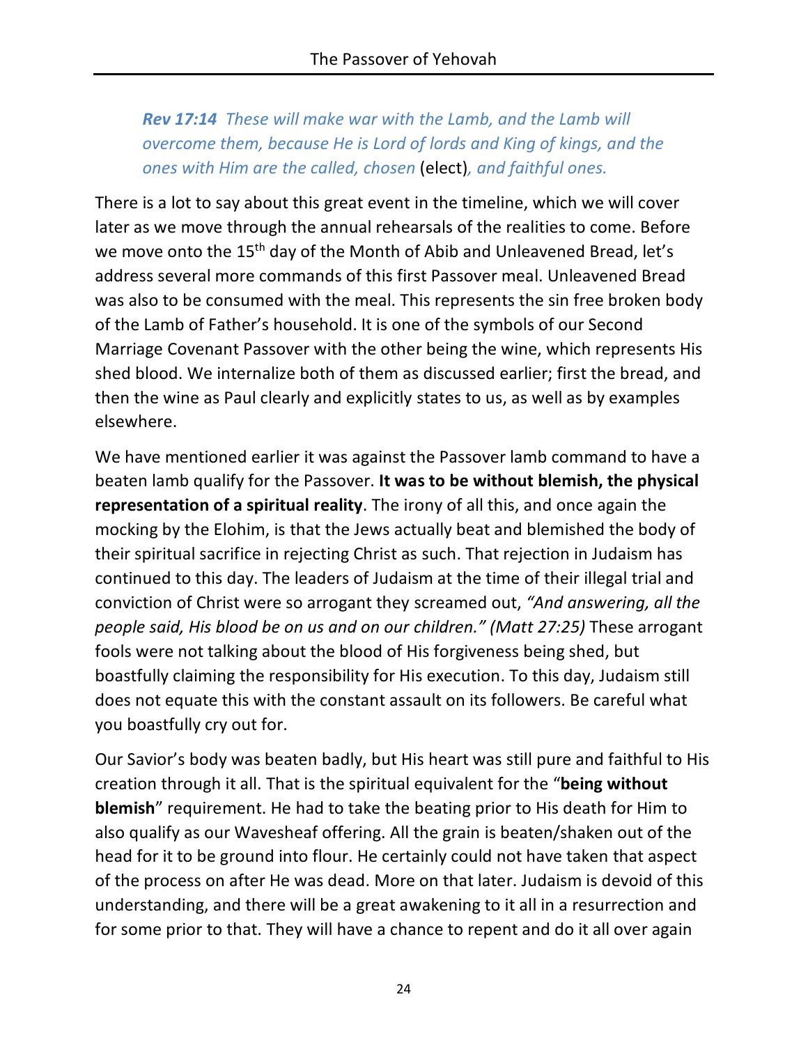> ***Rev 17:14*** *These will make war with the Lamb, and the Lamb will overcome them, because He is Lord of lords and King of kings, and the ones with Him are the called, chosen* (elect)*, and faithful ones.*

There is a lot to say about this great event in the timeline, which we will cover later as we move through the annual rehearsals of the realities to come. Before we move onto the 15th day of the Month of Abib and Unleavened Bread, let's address several more commands of this first Passover meal. Unleavened Bread was also to be consumed with the meal. This represents the sin free broken body of the Lamb of Father's household. It is one of the symbols of our Second Marriage Covenant Passover with the other being the wine, which represents His shed blood. We internalize both of them as discussed earlier; first the bread, and then the wine as Paul clearly and explicitly states to us, as well as by examples elsewhere.

We have mentioned earlier it was against the Passover lamb command to have a beaten lamb qualify for the Passover. **It was to be without blemish, the physical representation of a spiritual reality**. The irony of all this, and once again the mocking by the Elohim, is that the Jews actually beat and blemished the body of their spiritual sacrifice in rejecting Christ as such. That rejection in Judaism has continued to this day. The leaders of Judaism at the time of their illegal trial and conviction of Christ were so arrogant they screamed out, *"And answering, all the people said, His blood be on us and on our children." (Matt 27:25)* These arrogant fools were not talking about the blood of His forgiveness being shed, but boastfully claiming the responsibility for His execution. To this day, Judaism still does not equate this with the constant assault on its followers. Be careful what you boastfully cry out for.

Our Savior's body was beaten badly, but His heart was still pure and faithful to His creation through it all. That is the spiritual equivalent for the "**being without blemish**" requirement. He had to take the beating prior to His death for Him to also qualify as our Wavesheaf offering. All the grain is beaten/shaken out of the head for it to be ground into flour. He certainly could not have taken that aspect of the process on after He was dead. More on that later. Judaism is devoid of this understanding, and there will be a great awakening to it all in a resurrection and for some prior to that. They will have a chance to repent and do it all over again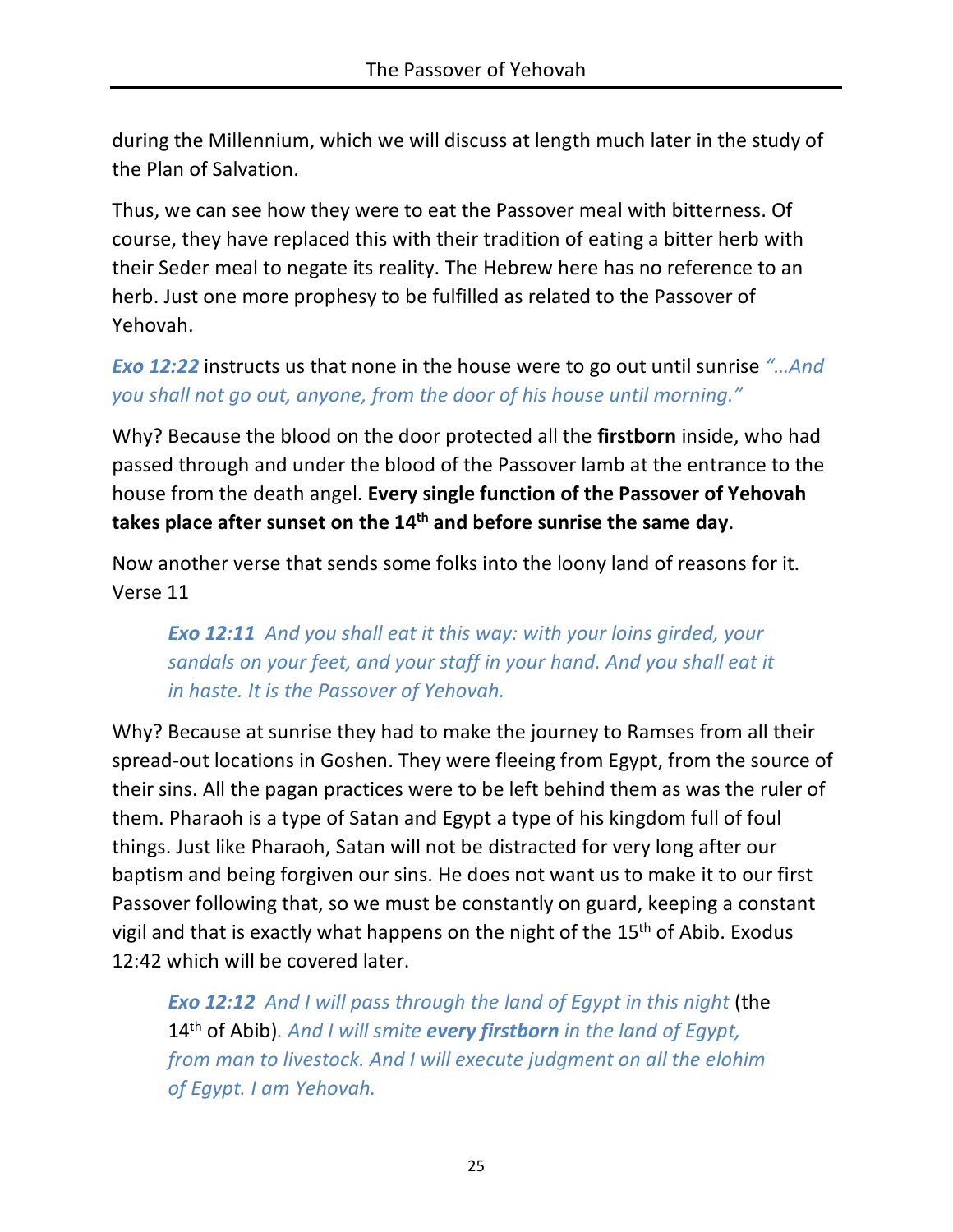during the Millennium, which we will discuss at length much later in the study of the Plan of Salvation.

Thus, we can see how they were to eat the Passover meal with bitterness. Of course, they have replaced this with their tradition of eating a bitter herb with their Seder meal to negate its reality. The Hebrew here has no reference to an herb. Just one more prophesy to be fulfilled as related to the Passover of Yehovah.

***Exo 12:22*** instructs us that none in the house were to go out until sunrise *"…And you shall not go out, anyone, from the door of his house until morning."*

Why? Because the blood on the door protected all the **firstborn** inside, who had passed through and under the blood of the Passover lamb at the entrance to the house from the death angel. **Every single function of the Passover of Yehovah takes place after sunset on the 14th and before sunrise the same day**.

Now another verse that sends some folks into the loony land of reasons for it. Verse 11

> ***Exo 12:11*** *And you shall eat it this way: with your loins girded, your sandals on your feet, and your staff in your hand. And you shall eat it in haste. It is the Passover of Yehovah.*

Why? Because at sunrise they had to make the journey to Ramses from all their spread-out locations in Goshen. They were fleeing from Egypt, from the source of their sins. All the pagan practices were to be left behind them as was the ruler of them. Pharaoh is a type of Satan and Egypt a type of his kingdom full of foul things. Just like Pharaoh, Satan will not be distracted for very long after our baptism and being forgiven our sins. He does not want us to make it to our first Passover following that, so we must be constantly on guard, keeping a constant vigil and that is exactly what happens on the night of the 15th of Abib. Exodus 12:42 which will be covered later.

> ***Exo 12:12*** *And I will pass through the land of Egypt in this night* (the 14th of Abib)*. And I will smite **every firstborn** in the land of Egypt, from man to livestock. And I will execute judgment on all the elohim of Egypt. I am Yehovah.*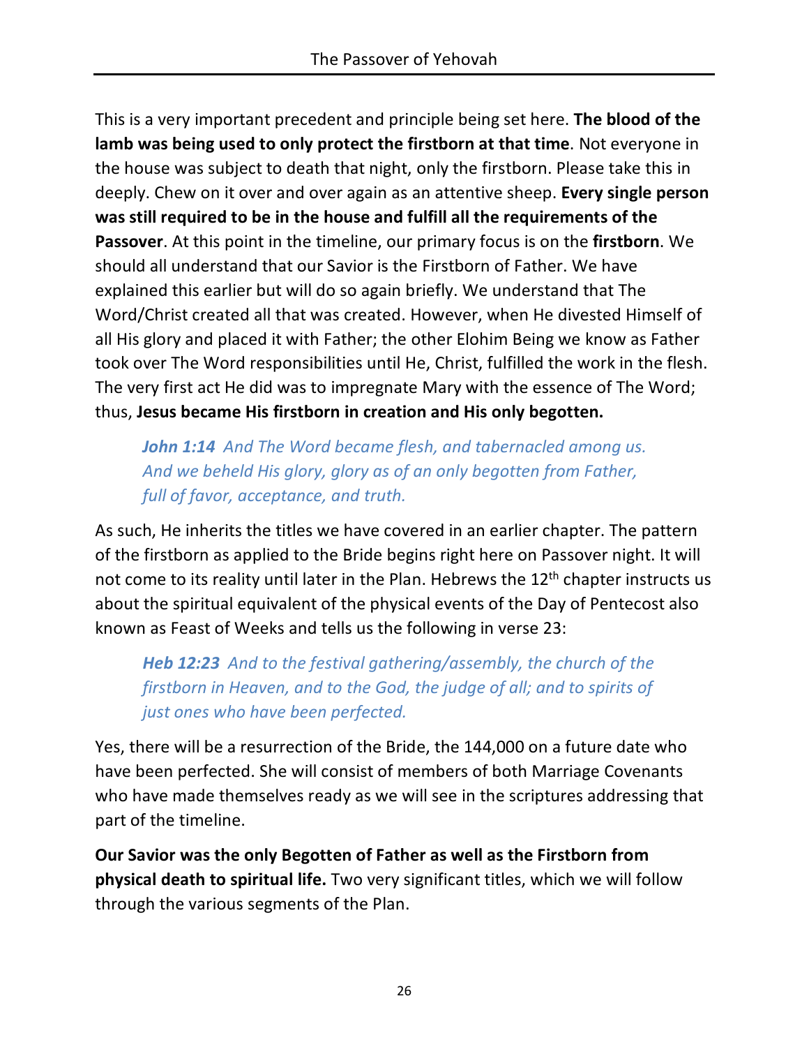This is a very important precedent and principle being set here. **The blood of the lamb was being used to only protect the firstborn at that time**. Not everyone in the house was subject to death that night, only the firstborn. Please take this in deeply. Chew on it over and over again as an attentive sheep. **Every single person was still required to be in the house and fulfill all the requirements of the Passover**. At this point in the timeline, our primary focus is on the **firstborn**. We should all understand that our Savior is the Firstborn of Father. We have explained this earlier but will do so again briefly. We understand that The Word/Christ created all that was created. However, when He divested Himself of all His glory and placed it with Father; the other Elohim Being we know as Father took over The Word responsibilities until He, Christ, fulfilled the work in the flesh. The very first act He did was to impregnate Mary with the essence of The Word; thus, **Jesus became His firstborn in creation and His only begotten.**

> ***John 1:14*** *And The Word became flesh, and tabernacled among us. And we beheld His glory, glory as of an only begotten from Father, full of favor, acceptance, and truth.*

As such, He inherits the titles we have covered in an earlier chapter. The pattern of the firstborn as applied to the Bride begins right here on Passover night. It will not come to its reality until later in the Plan. Hebrews the 12th chapter instructs us about the spiritual equivalent of the physical events of the Day of Pentecost also known as Feast of Weeks and tells us the following in verse 23:

> ***Heb 12:23*** *And to the festival gathering/assembly, the church of the firstborn in Heaven, and to the God, the judge of all; and to spirits of just ones who have been perfected.*

Yes, there will be a resurrection of the Bride, the 144,000 on a future date who have been perfected. She will consist of members of both Marriage Covenants who have made themselves ready as we will see in the scriptures addressing that part of the timeline.

**Our Savior was the only Begotten of Father as well as the Firstborn from physical death to spiritual life.** Two very significant titles, which we will follow through the various segments of the Plan.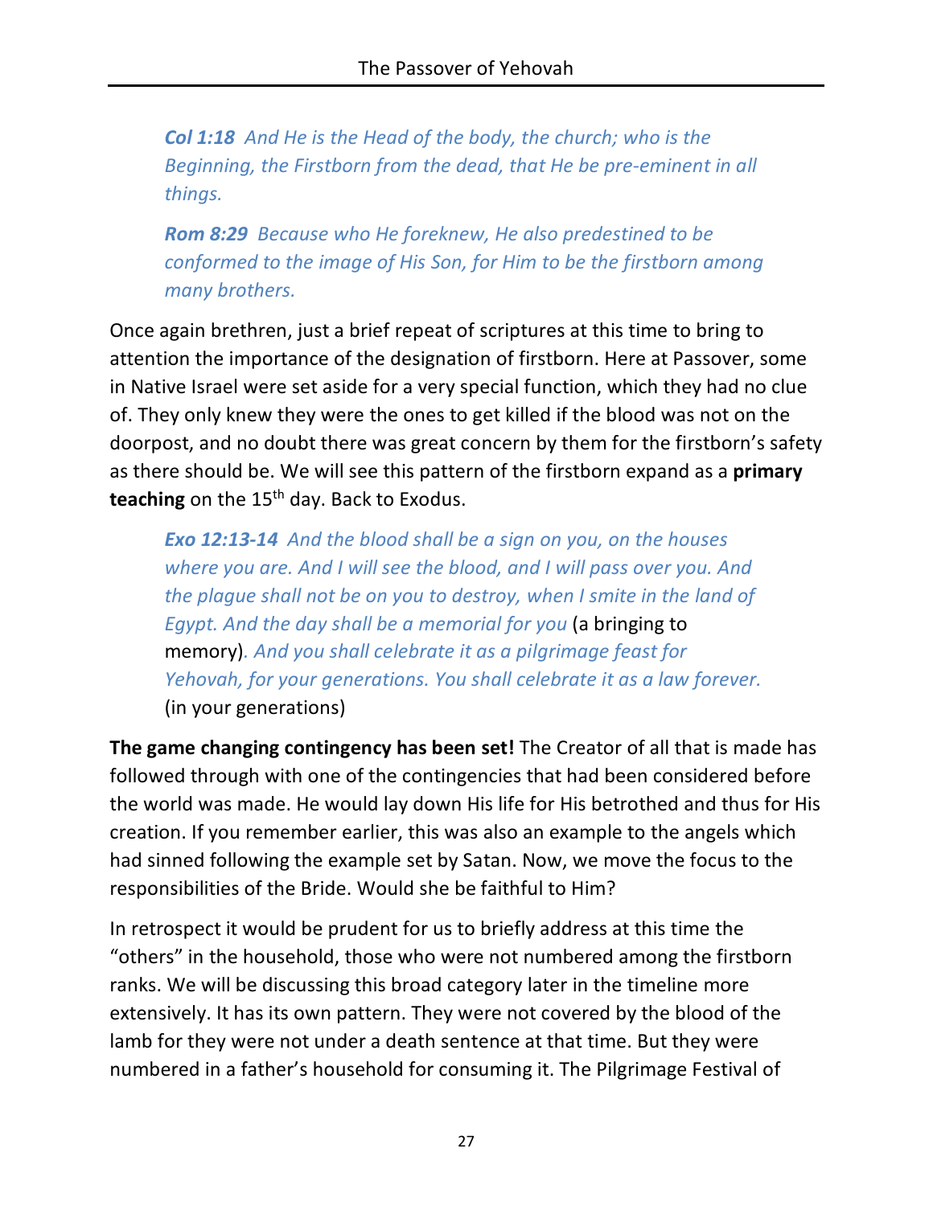> ***Col 1:18*** *And He is the Head of the body, the church; who is the Beginning, the Firstborn from the dead, that He be pre-eminent in all things.*
>
> ***Rom 8:29*** *Because who He foreknew, He also predestined to be conformed to the image of His Son, for Him to be the firstborn among many brothers.*

Once again brethren, just a brief repeat of scriptures at this time to bring to attention the importance of the designation of firstborn. Here at Passover, some in Native Israel were set aside for a very special function, which they had no clue of. They only knew they were the ones to get killed if the blood was not on the doorpost, and no doubt there was great concern by them for the firstborn's safety as there should be. We will see this pattern of the firstborn expand as a **primary teaching** on the 15th day. Back to Exodus.

> ***Exo 12:13-14*** *And the blood shall be a sign on you, on the houses where you are. And I will see the blood, and I will pass over you. And the plague shall not be on you to destroy, when I smite in the land of Egypt. And the day shall be a memorial for you* (a bringing to memory)*. And you shall celebrate it as a pilgrimage feast for Yehovah, for your generations. You shall celebrate it as a law forever.* (in your generations)

**The game changing contingency has been set!** The Creator of all that is made has followed through with one of the contingencies that had been considered before the world was made. He would lay down His life for His betrothed and thus for His creation. If you remember earlier, this was also an example to the angels which had sinned following the example set by Satan. Now, we move the focus to the responsibilities of the Bride. Would she be faithful to Him?

In retrospect it would be prudent for us to briefly address at this time the "others" in the household, those who were not numbered among the firstborn ranks. We will be discussing this broad category later in the timeline more extensively. It has its own pattern. They were not covered by the blood of the lamb for they were not under a death sentence at that time. But they were numbered in a father's household for consuming it. The Pilgrimage Festival of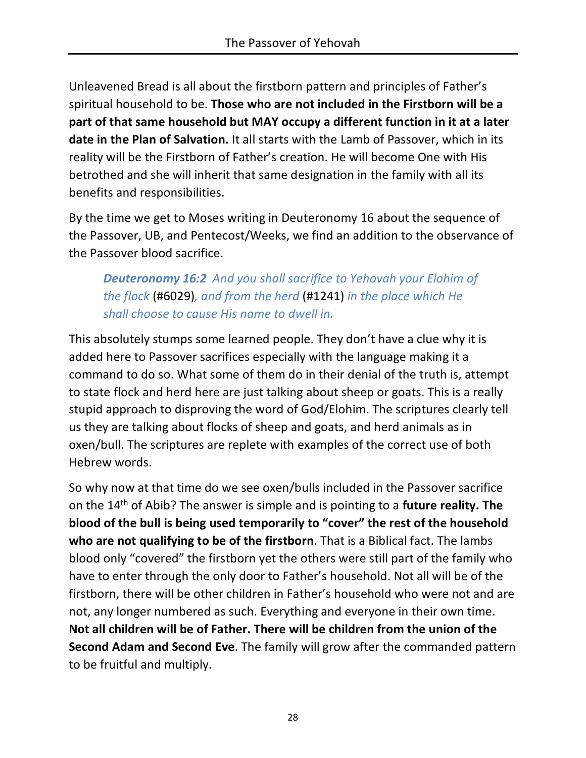Unleavened Bread is all about the firstborn pattern and principles of Father's spiritual household to be. **Those who are not included in the Firstborn will be a part of that same household but MAY occupy a different function in it at a later date in the Plan of Salvation.** It all starts with the Lamb of Passover, which in its reality will be the Firstborn of Father's creation. He will become One with His betrothed and she will inherit that same designation in the family with all its benefits and responsibilities.

By the time we get to Moses writing in Deuteronomy 16 about the sequence of the Passover, UB, and Pentecost/Weeks, we find an addition to the observance of the Passover blood sacrifice.

> ***Deuteronomy 16:2*** *And you shall sacrifice to Yehovah your Elohim of the flock* (#6029)*, and from the herd* (#1241) *in the place which He shall choose to cause His name to dwell in.*

This absolutely stumps some learned people. They don't have a clue why it is added here to Passover sacrifices especially with the language making it a command to do so. What some of them do in their denial of the truth is, attempt to state flock and herd here are just talking about sheep or goats. This is a really stupid approach to disproving the word of God/Elohim. The scriptures clearly tell us they are talking about flocks of sheep and goats, and herd animals as in oxen/bull. The scriptures are replete with examples of the correct use of both Hebrew words.

So why now at that time do we see oxen/bulls included in the Passover sacrifice on the 14th of Abib? The answer is simple and is pointing to a **future reality. The blood of the bull is being used temporarily to "cover" the rest of the household who are not qualifying to be of the firstborn**. That is a Biblical fact. The lambs blood only "covered" the firstborn yet the others were still part of the family who have to enter through the only door to Father's household. Not all will be of the firstborn, there will be other children in Father's household who were not and are not, any longer numbered as such. Everything and everyone in their own time. **Not all children will be of Father. There will be children from the union of the Second Adam and Second Eve**. The family will grow after the commanded pattern to be fruitful and multiply.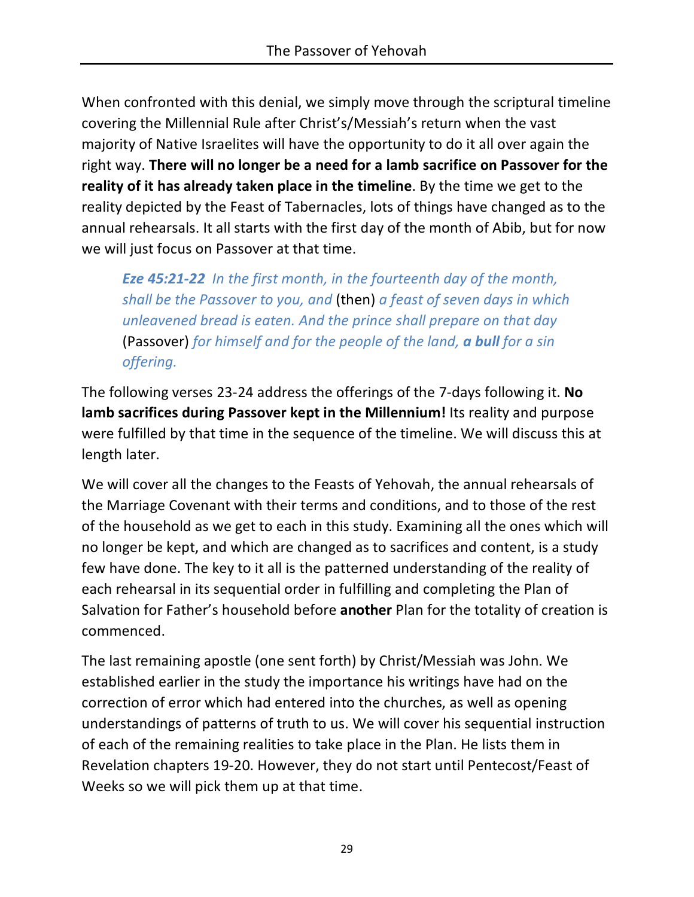When confronted with this denial, we simply move through the scriptural timeline covering the Millennial Rule after Christ's/Messiah's return when the vast majority of Native Israelites will have the opportunity to do it all over again the right way. **There will no longer be a need for a lamb sacrifice on Passover for the reality of it has already taken place in the timeline**. By the time we get to the reality depicted by the Feast of Tabernacles, lots of things have changed as to the annual rehearsals. It all starts with the first day of the month of Abib, but for now we will just focus on Passover at that time.

> ***Eze 45:21-22*** *In the first month, in the fourteenth day of the month, shall be the Passover to you, and* (then) *a feast of seven days in which unleavened bread is eaten. And the prince shall prepare on that day* (Passover) *for himself and for the people of the land,* ***a bull*** *for a sin offering.*

The following verses 23-24 address the offerings of the 7-days following it. **No lamb sacrifices during Passover kept in the Millennium!** Its reality and purpose were fulfilled by that time in the sequence of the timeline. We will discuss this at length later.

We will cover all the changes to the Feasts of Yehovah, the annual rehearsals of the Marriage Covenant with their terms and conditions, and to those of the rest of the household as we get to each in this study. Examining all the ones which will no longer be kept, and which are changed as to sacrifices and content, is a study few have done. The key to it all is the patterned understanding of the reality of each rehearsal in its sequential order in fulfilling and completing the Plan of Salvation for Father's household before **another** Plan for the totality of creation is commenced.

The last remaining apostle (one sent forth) by Christ/Messiah was John. We established earlier in the study the importance his writings have had on the correction of error which had entered into the churches, as well as opening understandings of patterns of truth to us. We will cover his sequential instruction of each of the remaining realities to take place in the Plan. He lists them in Revelation chapters 19-20. However, they do not start until Pentecost/Feast of Weeks so we will pick them up at that time.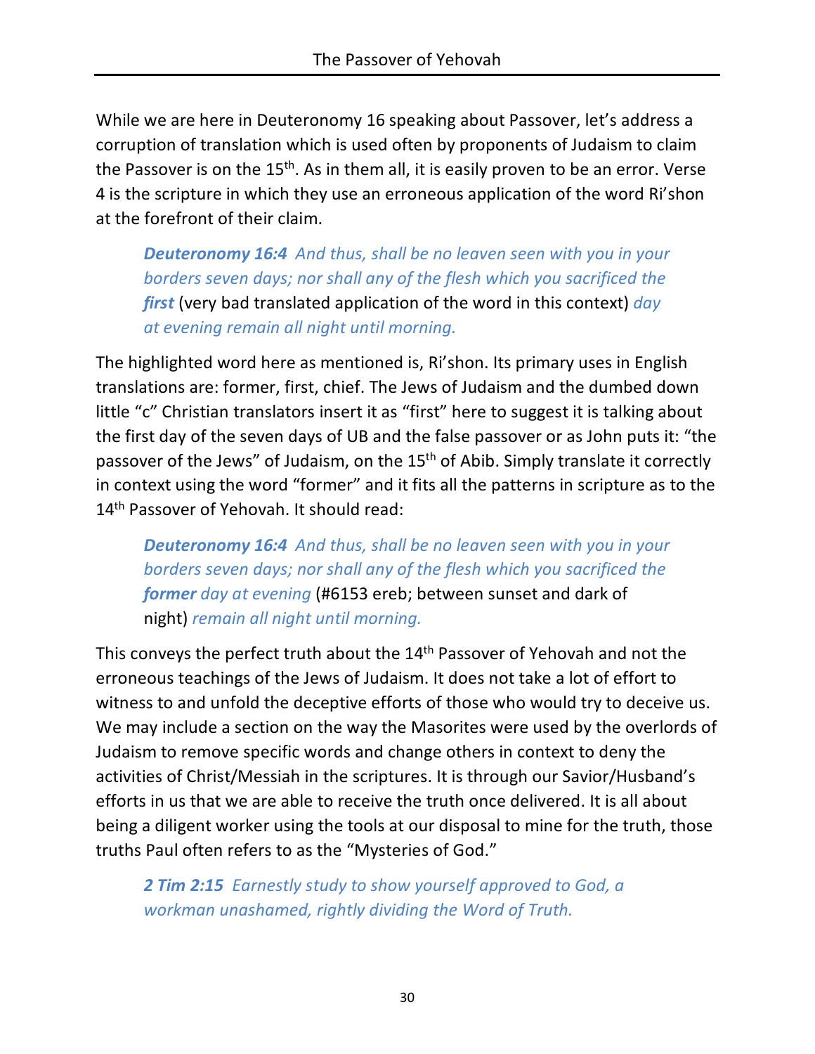While we are here in Deuteronomy 16 speaking about Passover, let's address a corruption of translation which is used often by proponents of Judaism to claim the Passover is on the 15th. As in them all, it is easily proven to be an error. Verse 4 is the scripture in which they use an erroneous application of the word Ri'shon at the forefront of their claim.

> ***Deuteronomy 16:4*** *And thus, shall be no leaven seen with you in your borders seven days; nor shall any of the flesh which you sacrificed the* ***first*** (very bad translated application of the word in this context) *day at evening remain all night until morning.*

The highlighted word here as mentioned is, Ri'shon. Its primary uses in English translations are: former, first, chief. The Jews of Judaism and the dumbed down little "c" Christian translators insert it as "first" here to suggest it is talking about the first day of the seven days of UB and the false passover or as John puts it: "the passover of the Jews" of Judaism, on the 15th of Abib. Simply translate it correctly in context using the word "former" and it fits all the patterns in scripture as to the 14th Passover of Yehovah. It should read:

> ***Deuteronomy 16:4*** *And thus, shall be no leaven seen with you in your borders seven days; nor shall any of the flesh which you sacrificed the* ***former*** *day at evening* (#6153 ereb; between sunset and dark of night) *remain all night until morning.*

This conveys the perfect truth about the 14th Passover of Yehovah and not the erroneous teachings of the Jews of Judaism. It does not take a lot of effort to witness to and unfold the deceptive efforts of those who would try to deceive us. We may include a section on the way the Masorites were used by the overlords of Judaism to remove specific words and change others in context to deny the activities of Christ/Messiah in the scriptures. It is through our Savior/Husband's efforts in us that we are able to receive the truth once delivered. It is all about being a diligent worker using the tools at our disposal to mine for the truth, those truths Paul often refers to as the "Mysteries of God."

> ***2 Tim 2:15*** *Earnestly study to show yourself approved to God, a workman unashamed, rightly dividing the Word of Truth.*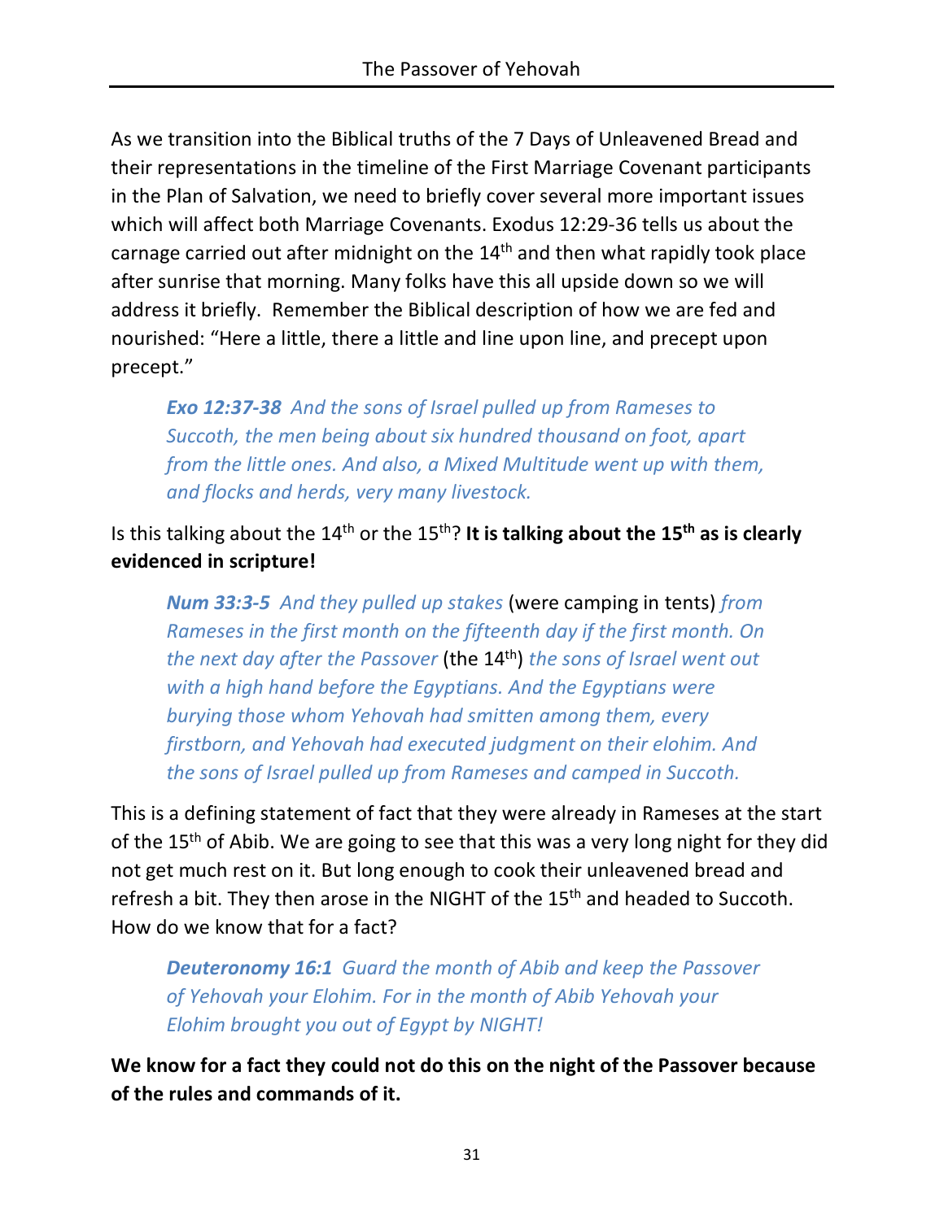As we transition into the Biblical truths of the 7 Days of Unleavened Bread and their representations in the timeline of the First Marriage Covenant participants in the Plan of Salvation, we need to briefly cover several more important issues which will affect both Marriage Covenants. Exodus 12:29-36 tells us about the carnage carried out after midnight on the 14th and then what rapidly took place after sunrise that morning. Many folks have this all upside down so we will address it briefly. Remember the Biblical description of how we are fed and nourished: "Here a little, there a little and line upon line, and precept upon precept."

> ***Exo 12:37-38*** *And the sons of Israel pulled up from Rameses to Succoth, the men being about six hundred thousand on foot, apart from the little ones. And also, a Mixed Multitude went up with them, and flocks and herds, very many livestock.*

Is this talking about the 14th or the 15th? **It is talking about the 15th as is clearly evidenced in scripture!**

> ***Num 33:3-5*** *And they pulled up stakes* (were camping in tents) *from Rameses in the first month on the fifteenth day if the first month. On the next day after the Passover* (the 14th) *the sons of Israel went out with a high hand before the Egyptians. And the Egyptians were burying those whom Yehovah had smitten among them, every firstborn, and Yehovah had executed judgment on their elohim. And the sons of Israel pulled up from Rameses and camped in Succoth.*

This is a defining statement of fact that they were already in Rameses at the start of the 15th of Abib. We are going to see that this was a very long night for they did not get much rest on it. But long enough to cook their unleavened bread and refresh a bit. They then arose in the NIGHT of the 15th and headed to Succoth. How do we know that for a fact?

> ***Deuteronomy 16:1*** *Guard the month of Abib and keep the Passover of Yehovah your Elohim. For in the month of Abib Yehovah your Elohim brought you out of Egypt by NIGHT!*

**We know for a fact they could not do this on the night of the Passover because of the rules and commands of it.**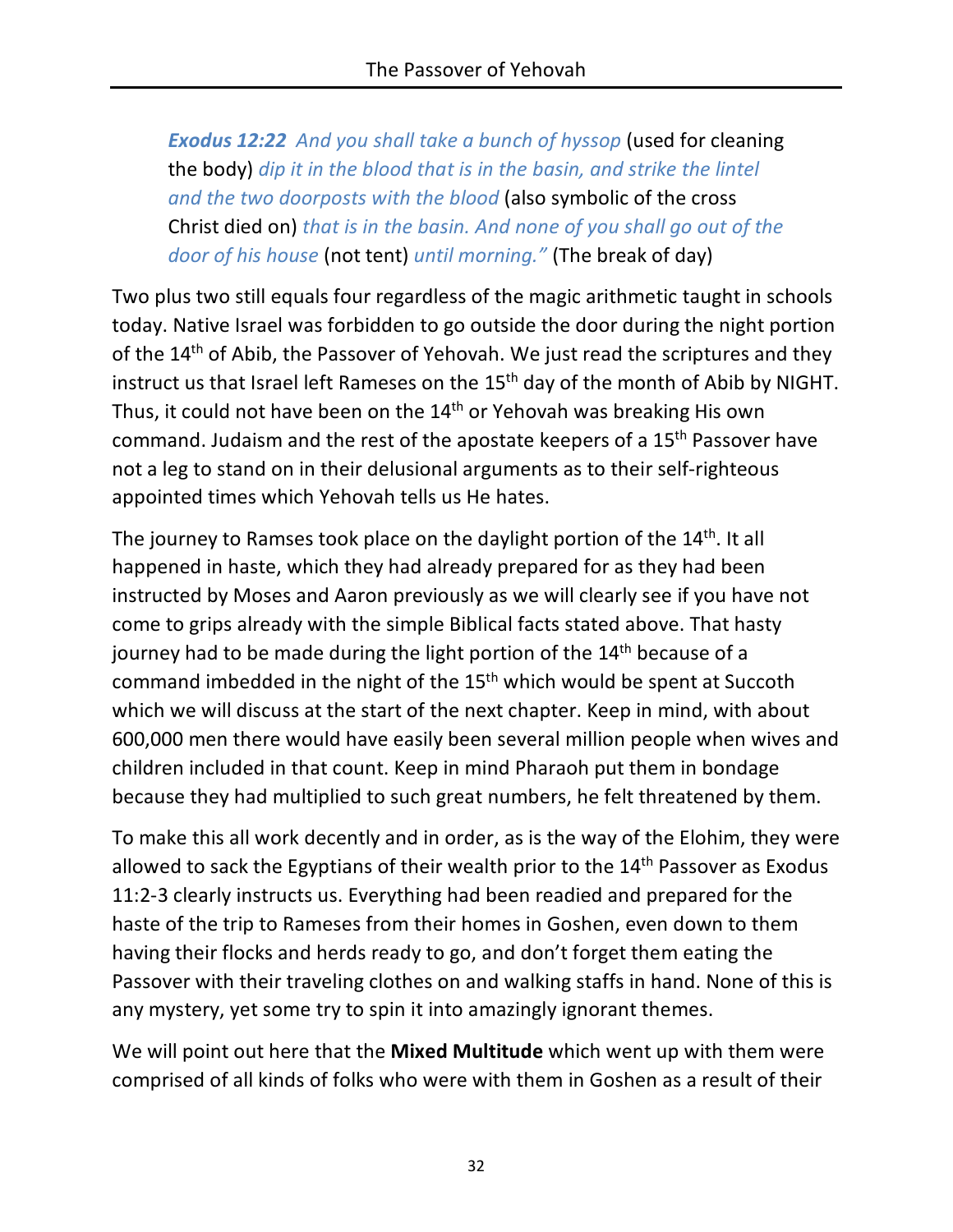> ***Exodus 12:22*** *And you shall take a bunch of hyssop* (used for cleaning the body) *dip it in the blood that is in the basin, and strike the lintel and the two doorposts with the blood* (also symbolic of the cross Christ died on) *that is in the basin. And none of you shall go out of the door of his house* (not tent) *until morning."* (The break of day)

Two plus two still equals four regardless of the magic arithmetic taught in schools today. Native Israel was forbidden to go outside the door during the night portion of the 14th of Abib, the Passover of Yehovah. We just read the scriptures and they instruct us that Israel left Rameses on the 15th day of the month of Abib by NIGHT. Thus, it could not have been on the 14th or Yehovah was breaking His own command. Judaism and the rest of the apostate keepers of a 15th Passover have not a leg to stand on in their delusional arguments as to their self-righteous appointed times which Yehovah tells us He hates.

The journey to Ramses took place on the daylight portion of the 14th. It all happened in haste, which they had already prepared for as they had been instructed by Moses and Aaron previously as we will clearly see if you have not come to grips already with the simple Biblical facts stated above. That hasty journey had to be made during the light portion of the 14th because of a command imbedded in the night of the 15th which would be spent at Succoth which we will discuss at the start of the next chapter. Keep in mind, with about 600,000 men there would have easily been several million people when wives and children included in that count. Keep in mind Pharaoh put them in bondage because they had multiplied to such great numbers, he felt threatened by them.

To make this all work decently and in order, as is the way of the Elohim, they were allowed to sack the Egyptians of their wealth prior to the 14th Passover as Exodus 11:2-3 clearly instructs us. Everything had been readied and prepared for the haste of the trip to Rameses from their homes in Goshen, even down to them having their flocks and herds ready to go, and don't forget them eating the Passover with their traveling clothes on and walking staffs in hand. None of this is any mystery, yet some try to spin it into amazingly ignorant themes.

We will point out here that the **Mixed Multitude** which went up with them were comprised of all kinds of folks who were with them in Goshen as a result of their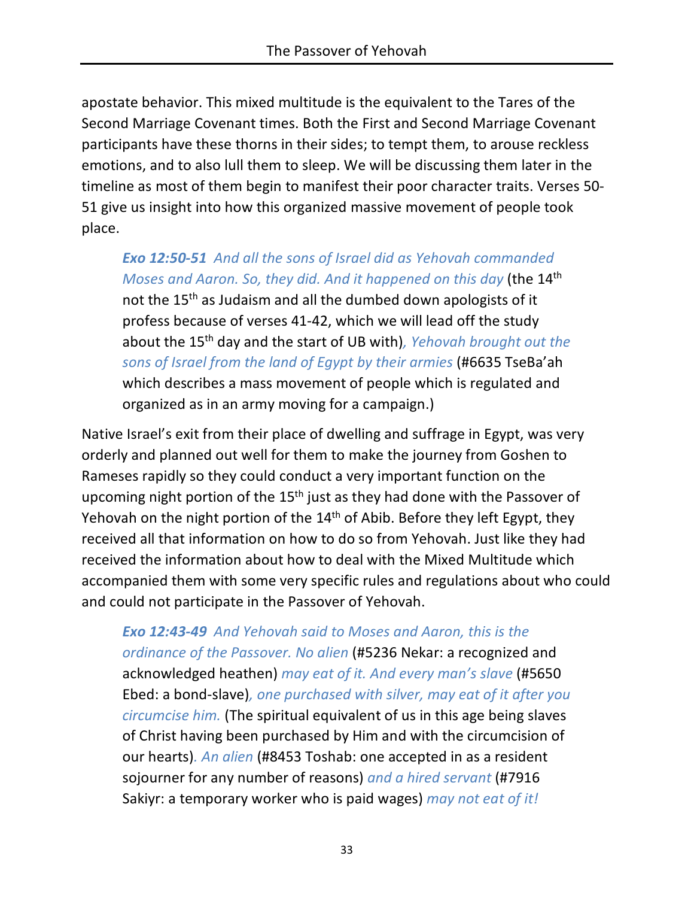apostate behavior. This mixed multitude is the equivalent to the Tares of the Second Marriage Covenant times. Both the First and Second Marriage Covenant participants have these thorns in their sides; to tempt them, to arouse reckless emotions, and to also lull them to sleep. We will be discussing them later in the timeline as most of them begin to manifest their poor character traits. Verses 50-51 give us insight into how this organized massive movement of people took place.

> ***Exo 12:50-51*** *And all the sons of Israel did as Yehovah commanded Moses and Aaron. So, they did. And it happened on this day* (the 14th not the 15th as Judaism and all the dumbed down apologists of it profess because of verses 41-42, which we will lead off the study about the 15th day and the start of UB with)*, Yehovah brought out the sons of Israel from the land of Egypt by their armies* (#6635 TseBa'ah which describes a mass movement of people which is regulated and organized as in an army moving for a campaign.)

Native Israel's exit from their place of dwelling and suffrage in Egypt, was very orderly and planned out well for them to make the journey from Goshen to Rameses rapidly so they could conduct a very important function on the upcoming night portion of the 15th just as they had done with the Passover of Yehovah on the night portion of the 14th of Abib. Before they left Egypt, they received all that information on how to do so from Yehovah. Just like they had received the information about how to deal with the Mixed Multitude which accompanied them with some very specific rules and regulations about who could and could not participate in the Passover of Yehovah.

> ***Exo 12:43-49*** *And Yehovah said to Moses and Aaron, this is the ordinance of the Passover. No alien* (#5236 Nekar: a recognized and acknowledged heathen) *may eat of it. And every man's slave* (#5650 Ebed: a bond-slave)*, one purchased with silver, may eat of it after you circumcise him.* (The spiritual equivalent of us in this age being slaves of Christ having been purchased by Him and with the circumcision of our hearts)*. An alien* (#8453 Toshab: one accepted in as a resident sojourner for any number of reasons) *and a hired servant* (#7916 Sakiyr: a temporary worker who is paid wages) *may not eat of it!*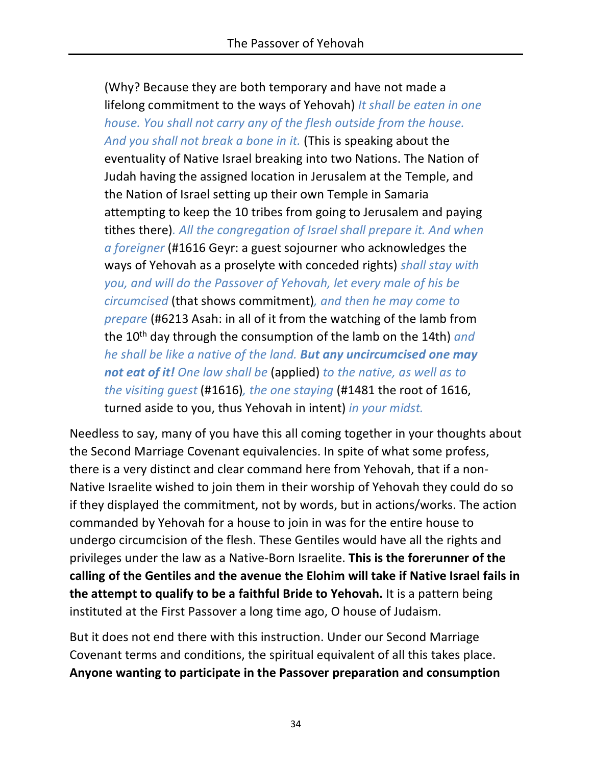(Why? Because they are both temporary and have not made a lifelong commitment to the ways of Yehovah) *It shall be eaten in one house. You shall not carry any of the flesh outside from the house. And you shall not break a bone in it.* (This is speaking about the eventuality of Native Israel breaking into two Nations. The Nation of Judah having the assigned location in Jerusalem at the Temple, and the Nation of Israel setting up their own Temple in Samaria attempting to keep the 10 tribes from going to Jerusalem and paying tithes there)*. All the congregation of Israel shall prepare it. And when a foreigner* (#1616 Geyr: a guest sojourner who acknowledges the ways of Yehovah as a proselyte with conceded rights) *shall stay with you, and will do the Passover of Yehovah, let every male of his be circumcised* (that shows commitment)*, and then he may come to prepare* (#6213 Asah: in all of it from the watching of the lamb from the 10th day through the consumption of the lamb on the 14th) *and he shall be like a native of the land.* ***But any uncircumcised one may not eat of it!*** *One law shall be* (applied) *to the native, as well as to the visiting guest* (#1616)*, the one staying* (#1481 the root of 1616, turned aside to you, thus Yehovah in intent) *in your midst.*

Needless to say, many of you have this all coming together in your thoughts about the Second Marriage Covenant equivalencies. In spite of what some profess, there is a very distinct and clear command here from Yehovah, that if a non-Native Israelite wished to join them in their worship of Yehovah they could do so if they displayed the commitment, not by words, but in actions/works. The action commanded by Yehovah for a house to join in was for the entire house to undergo circumcision of the flesh. These Gentiles would have all the rights and privileges under the law as a Native-Born Israelite. **This is the forerunner of the calling of the Gentiles and the avenue the Elohim will take if Native Israel fails in the attempt to qualify to be a faithful Bride to Yehovah.** It is a pattern being instituted at the First Passover a long time ago, O house of Judaism.

But it does not end there with this instruction. Under our Second Marriage Covenant terms and conditions, the spiritual equivalent of all this takes place. **Anyone wanting to participate in the Passover preparation and consumption**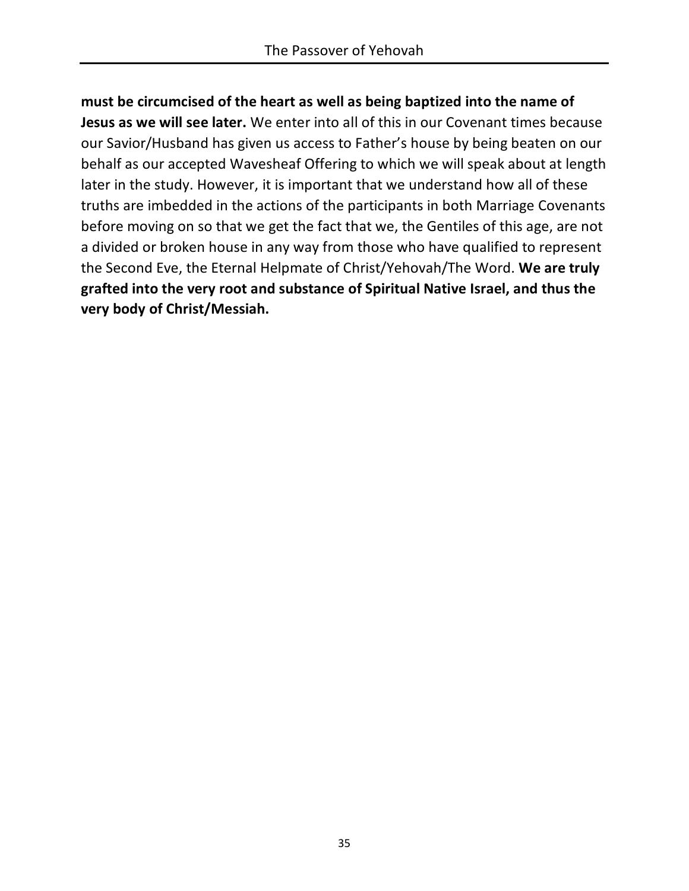**must be circumcised of the heart as well as being baptized into the name of Jesus as we will see later.** We enter into all of this in our Covenant times because our Savior/Husband has given us access to Father's house by being beaten on our behalf as our accepted Wavesheaf Offering to which we will speak about at length later in the study. However, it is important that we understand how all of these truths are imbedded in the actions of the participants in both Marriage Covenants before moving on so that we get the fact that we, the Gentiles of this age, are not a divided or broken house in any way from those who have qualified to represent the Second Eve, the Eternal Helpmate of Christ/Yehovah/The Word. **We are truly grafted into the very root and substance of Spiritual Native Israel, and thus the very body of Christ/Messiah.**